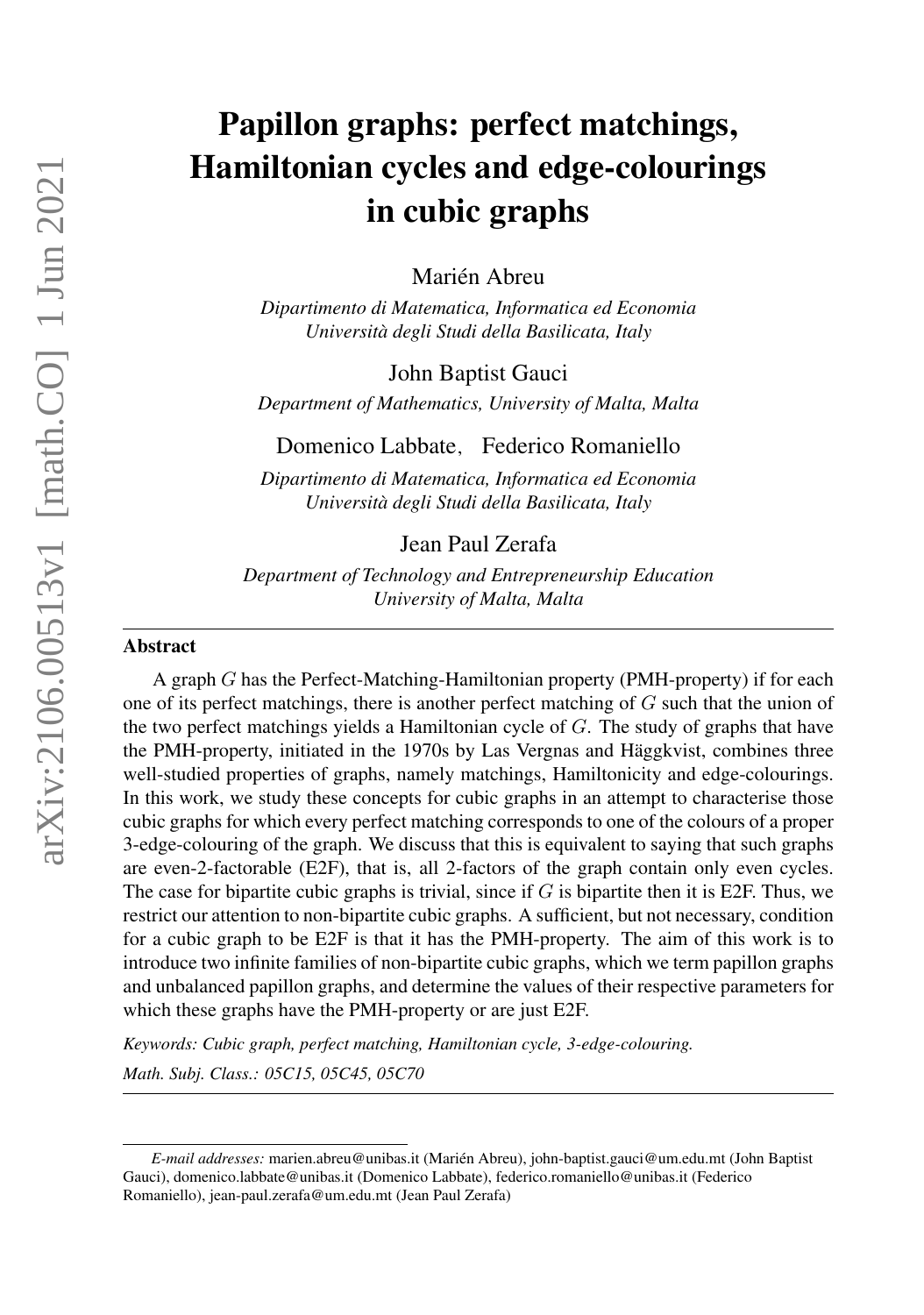# Papillon graphs: perfect matchings, Hamiltonian cycles and edge-colourings in cubic graphs

Marién Abreu

*Dipartimento di Matematica, Informatica ed Economia*
*Università degli Studi della Basilicata, Italy*

John Baptist Gauci

*Department of Mathematics, University of Malta, Malta*

Domenico Labbate, Federico Romaniello

*Dipartimento di Matematica, Informatica ed Economia*
*Università degli Studi della Basilicata, Italy*

Jean Paul Zerafa

*Department of Technology and Entrepreneurship Education*
*University of Malta, Malta*

---

### Abstract

A graph $G$ has the Perfect-Matching-Hamiltonian property (PMH-property) if for each one of its perfect matchings, there is another perfect matching of $G$ such that the union of the two perfect matchings yields a Hamiltonian cycle of $G$. The study of graphs that have the PMH-property, initiated in the 1970s by Las Vergnas and Häggkvist, combines three well-studied properties of graphs, namely matchings, Hamiltonicity and edge-colourings. In this work, we study these concepts for cubic graphs in an attempt to characterise those cubic graphs for which every perfect matching corresponds to one of the colours of a proper 3-edge-colouring of the graph. We discuss that this is equivalent to saying that such graphs are even-2-factorable (E2F), that is, all 2-factors of the graph contain only even cycles. The case for bipartite cubic graphs is trivial, since if $G$ is bipartite then it is E2F. Thus, we restrict our attention to non-bipartite cubic graphs. A sufficient, but not necessary, condition for a cubic graph to be E2F is that it has the PMH-property. The aim of this work is to introduce two infinite families of non-bipartite cubic graphs, which we term papillon graphs and unbalanced papillon graphs, and determine the values of their respective parameters for which these graphs have the PMH-property or are just E2F.

*Keywords: Cubic graph, perfect matching, Hamiltonian cycle, 3-edge-colouring.*

*Math. Subj. Class.: 05C15, 05C45, 05C70*

---

*E-mail addresses:* marien.abreu@unibas.it (Marién Abreu), john-baptist.gauci@um.edu.mt (John Baptist Gauci), domenico.labbate@unibas.it (Domenico Labbate), federico.romaniello@unibas.it (Federico Romaniello), jean-paul.zerafa@um.edu.mt (Jean Paul Zerafa)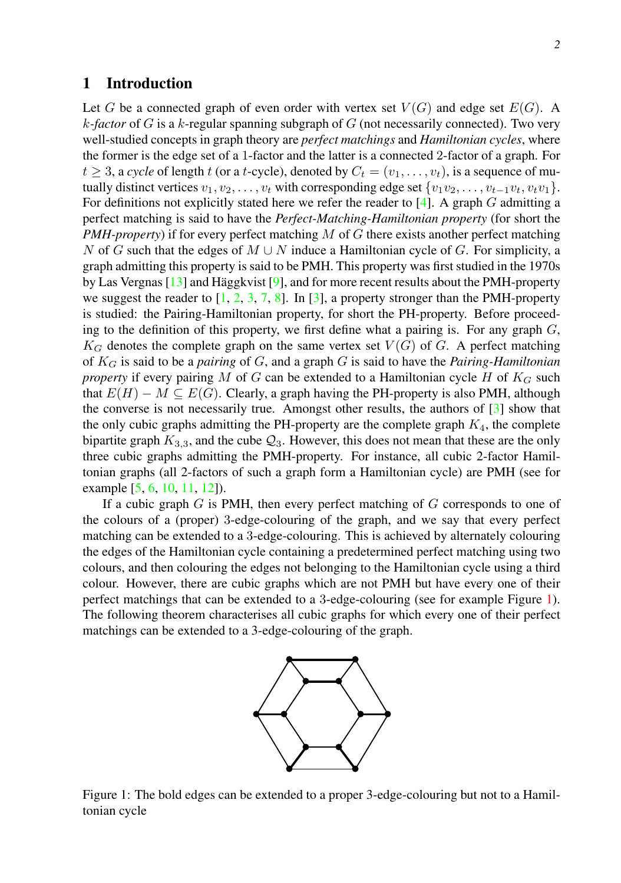## 1 Introduction

Let $G$ be a connected graph of even order with vertex set $V(G)$ and edge set $E(G)$. A $k$-*factor* of $G$ is a $k$-regular spanning subgraph of $G$ (not necessarily connected). Two very well-studied concepts in graph theory are *perfect matchings* and *Hamiltonian cycles*, where the former is the edge set of a 1-factor and the latter is a connected 2-factor of a graph. For $t \geq 3$, a *cycle* of length $t$ (or a $t$-cycle), denoted by $C_t = (v_1, \ldots, v_t)$, is a sequence of mutually distinct vertices $v_1, v_2, \ldots, v_t$ with corresponding edge set $\{v_1v_2, \ldots, v_{t-1}v_t, v_tv_1\}$. For definitions not explicitly stated here we refer the reader to [4]. A graph $G$ admitting a perfect matching is said to have the *Perfect-Matching-Hamiltonian property* (for short the *PMH-property*) if for every perfect matching $M$ of $G$ there exists another perfect matching $N$ of $G$ such that the edges of $M \cup N$ induce a Hamiltonian cycle of $G$. For simplicity, a graph admitting this property is said to be PMH. This property was first studied in the 1970s by Las Vergnas [13] and Häggkvist [9], and for more recent results about the PMH-property we suggest the reader to [1, 2, 3, 7, 8]. In [3], a property stronger than the PMH-property is studied: the Pairing-Hamiltonian property, for short the PH-property. Before proceeding to the definition of this property, we first define what a pairing is. For any graph $G$, $K_G$ denotes the complete graph on the same vertex set $V(G)$ of $G$. A perfect matching of $K_G$ is said to be a *pairing* of $G$, and a graph $G$ is said to have the *Pairing-Hamiltonian property* if every pairing $M$ of $G$ can be extended to a Hamiltonian cycle $H$ of $K_G$ such that $E(H) - M \subseteq E(G)$. Clearly, a graph having the PH-property is also PMH, although the converse is not necessarily true. Amongst other results, the authors of [3] show that the only cubic graphs admitting the PH-property are the complete graph $K_4$, the complete bipartite graph $K_{3,3}$, and the cube $\mathcal{Q}_3$. However, this does not mean that these are the only three cubic graphs admitting the PMH-property. For instance, all cubic 2-factor Hamiltonian graphs (all 2-factors of such a graph form a Hamiltonian cycle) are PMH (see for example [5, 6, 10, 11, 12]).

If a cubic graph $G$ is PMH, then every perfect matching of $G$ corresponds to one of the colours of a (proper) 3-edge-colouring of the graph, and we say that every perfect matching can be extended to a 3-edge-colouring. This is achieved by alternately colouring the edges of the Hamiltonian cycle containing a predetermined perfect matching using two colours, and then colouring the edges not belonging to the Hamiltonian cycle using a third colour. However, there are cubic graphs which are not PMH but have every one of their perfect matchings that can be extended to a 3-edge-colouring (see for example Figure 1). The following theorem characterises all cubic graphs for which every one of their perfect matchings can be extended to a 3-edge-colouring of the graph.

Figure 1: The bold edges can be extended to a proper 3-edge-colouring but not to a Hamiltonian cycle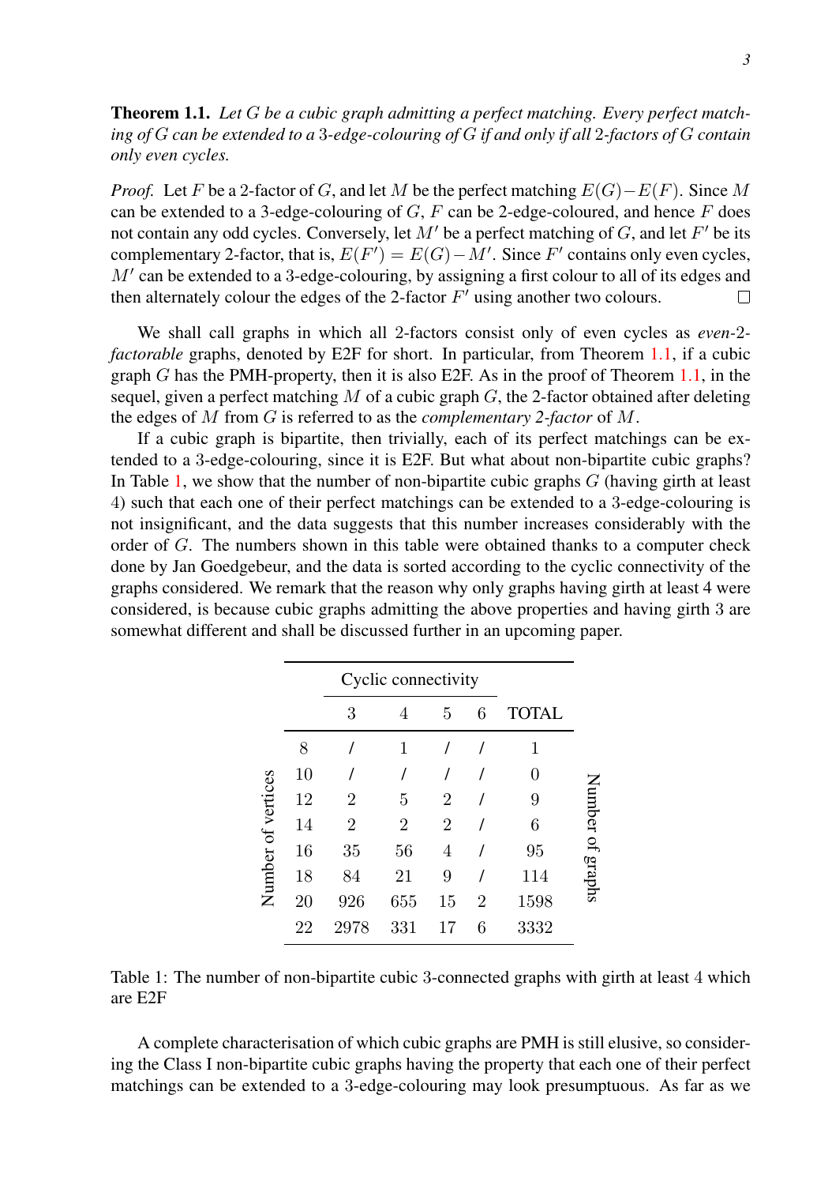**Theorem 1.1.** *Let $G$ be a cubic graph admitting a perfect matching. Every perfect matching of $G$ can be extended to a 3-edge-colouring of $G$ if and only if all 2-factors of $G$ contain only even cycles.*

*Proof.* Let $F$ be a 2-factor of $G$, and let $M$ be the perfect matching $E(G)-E(F)$. Since $M$ can be extended to a 3-edge-colouring of $G$, $F$ can be 2-edge-coloured, and hence $F$ does not contain any odd cycles. Conversely, let $M'$ be a perfect matching of $G$, and let $F'$ be its complementary 2-factor, that is, $E(F')=E(G)-M'$. Since $F'$ contains only even cycles, $M'$ can be extended to a 3-edge-colouring, by assigning a first colour to all of its edges and then alternately colour the edges of the 2-factor $F'$ using another two colours. □

We shall call graphs in which all 2-factors consist only of even cycles as *even-2-factorable* graphs, denoted by E2F for short. In particular, from Theorem 1.1, if a cubic graph $G$ has the PMH-property, then it is also E2F. As in the proof of Theorem 1.1, in the sequel, given a perfect matching $M$ of a cubic graph $G$, the 2-factor obtained after deleting the edges of $M$ from $G$ is referred to as the *complementary 2-factor* of $M$.

If a cubic graph is bipartite, then trivially, each of its perfect matchings can be extended to a 3-edge-colouring, since it is E2F. But what about non-bipartite cubic graphs? In Table 1, we show that the number of non-bipartite cubic graphs $G$ (having girth at least 4) such that each one of their perfect matchings can be extended to a 3-edge-colouring is not insignificant, and the data suggests that this number increases considerably with the order of $G$. The numbers shown in this table were obtained thanks to a computer check done by Jan Goedgebeur, and the data is sorted according to the cyclic connectivity of the graphs considered. We remark that the reason why only graphs having girth at least 4 were considered, is because cubic graphs admitting the above properties and having girth 3 are somewhat different and shall be discussed further in an upcoming paper.

| | Cyclic connectivity | | | | |
|---|---|---|---|---|---|
| Number of vertices | 3 | 4 | 5 | 6 | TOTAL (Number of graphs) |
| 8 | / | 1 | / | / | 1 |
| 10 | / | / | / | / | 0 |
| 12 | 2 | 5 | 2 | / | 9 |
| 14 | 2 | 2 | 2 | / | 6 |
| 16 | 35 | 56 | 4 | / | 95 |
| 18 | 84 | 21 | 9 | / | 114 |
| 20 | 926 | 655 | 15 | 2 | 1598 |
| 22 | 2978 | 331 | 17 | 6 | 3332 |

Table 1: The number of non-bipartite cubic 3-connected graphs with girth at least 4 which are E2F

A complete characterisation of which cubic graphs are PMH is still elusive, so considering the Class I non-bipartite cubic graphs having the property that each one of their perfect matchings can be extended to a 3-edge-colouring may look presumptuous. As far as we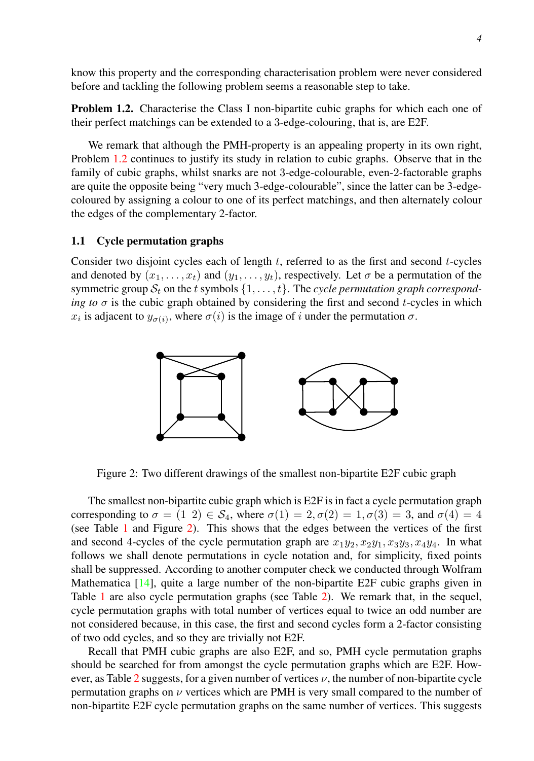know this property and the corresponding characterisation problem were never considered before and tackling the following problem seems a reasonable step to take.

**Problem 1.2.** Characterise the Class I non-bipartite cubic graphs for which each one of their perfect matchings can be extended to a 3-edge-colouring, that is, are E2F.

We remark that although the PMH-property is an appealing property in its own right, Problem 1.2 continues to justify its study in relation to cubic graphs. Observe that in the family of cubic graphs, whilst snarks are not 3-edge-colourable, even-2-factorable graphs are quite the opposite being "very much 3-edge-colourable", since the latter can be 3-edge-coloured by assigning a colour to one of its perfect matchings, and then alternately colour the edges of the complementary 2-factor.

### 1.1 Cycle permutation graphs

Consider two disjoint cycles each of length $t$, referred to as the first and second $t$-cycles and denoted by $(x_1, \ldots, x_t)$ and $(y_1, \ldots, y_t)$, respectively. Let $\sigma$ be a permutation of the symmetric group $\mathcal{S}_t$ on the $t$ symbols $\{1, \ldots, t\}$. The *cycle permutation graph corresponding to $\sigma$* is the cubic graph obtained by considering the first and second $t$-cycles in which $x_i$ is adjacent to $y_{\sigma(i)}$, where $\sigma(i)$ is the image of $i$ under the permutation $\sigma$.

Figure 2: Two different drawings of the smallest non-bipartite E2F cubic graph

The smallest non-bipartite cubic graph which is E2F is in fact a cycle permutation graph corresponding to $\sigma = (1\ 2) \in \mathcal{S}_4$, where $\sigma(1) = 2, \sigma(2) = 1, \sigma(3) = 3$, and $\sigma(4) = 4$ (see Table 1 and Figure 2). This shows that the edges between the vertices of the first and second 4-cycles of the cycle permutation graph are $x_1y_2, x_2y_1, x_3y_3, x_4y_4$. In what follows we shall denote permutations in cycle notation and, for simplicity, fixed points shall be suppressed. According to another computer check we conducted through Wolfram Mathematica [14], quite a large number of the non-bipartite E2F cubic graphs given in Table 1 are also cycle permutation graphs (see Table 2). We remark that, in the sequel, cycle permutation graphs with total number of vertices equal to twice an odd number are not considered because, in this case, the first and second cycles form a 2-factor consisting of two odd cycles, and so they are trivially not E2F.

Recall that PMH cubic graphs are also E2F, and so, PMH cycle permutation graphs should be searched for from amongst the cycle permutation graphs which are E2F. However, as Table 2 suggests, for a given number of vertices $\nu$, the number of non-bipartite cycle permutation graphs on $\nu$ vertices which are PMH is very small compared to the number of non-bipartite E2F cycle permutation graphs on the same number of vertices. This suggests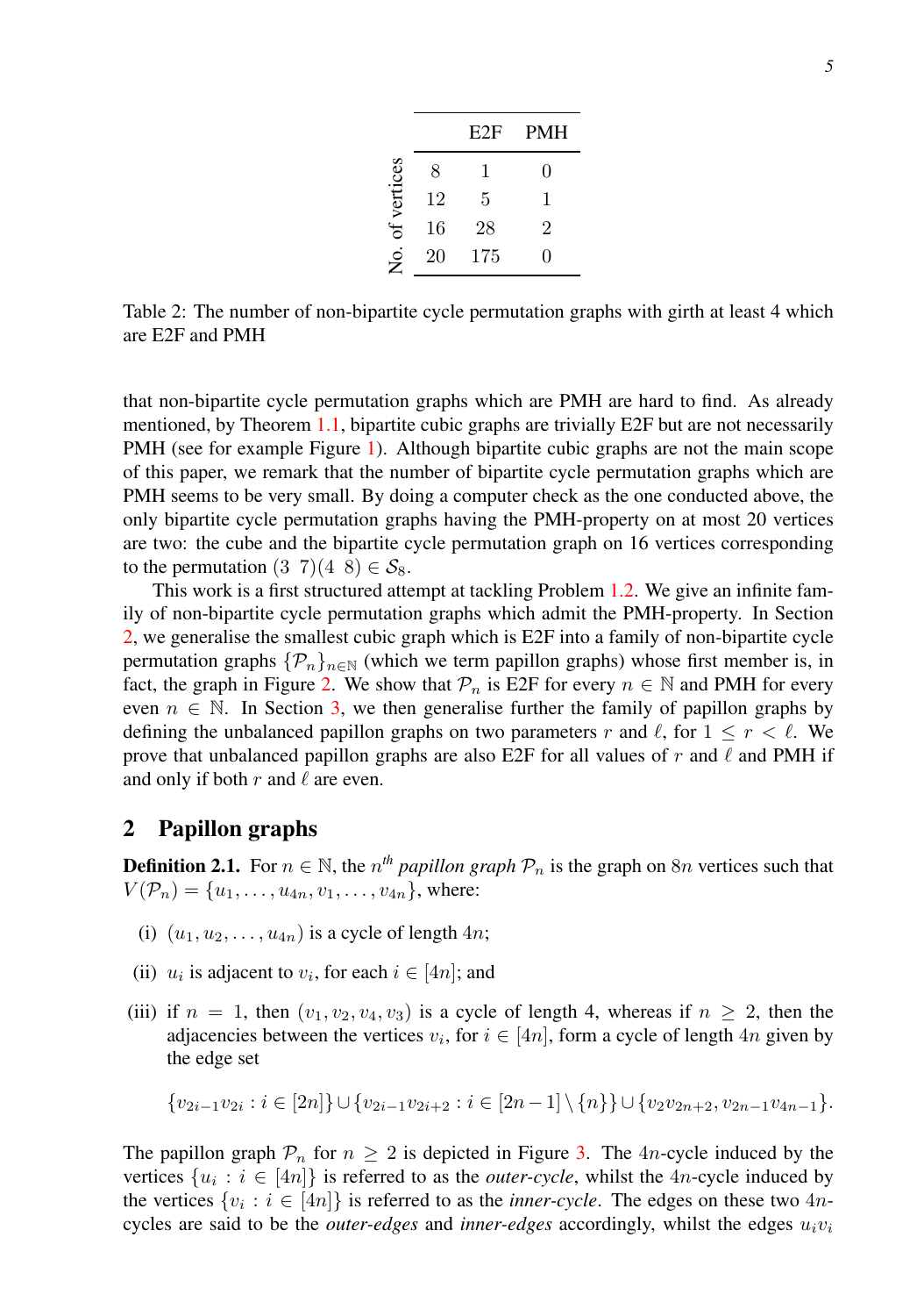| No. of vertices | E2F | PMH |
|---|---|---|
| 8 | 1 | 0 |
| 12 | 5 | 1 |
| 16 | 28 | 2 |
| 20 | 175 | 0 |

Table 2: The number of non-bipartite cycle permutation graphs with girth at least 4 which are E2F and PMH

that non-bipartite cycle permutation graphs which are PMH are hard to find. As already mentioned, by Theorem 1.1, bipartite cubic graphs are trivially E2F but are not necessarily PMH (see for example Figure 1). Although bipartite cubic graphs are not the main scope of this paper, we remark that the number of bipartite cycle permutation graphs which are PMH seems to be very small. By doing a computer check as the one conducted above, the only bipartite cycle permutation graphs having the PMH-property on at most 20 vertices are two: the cube and the bipartite cycle permutation graph on 16 vertices corresponding to the permutation $(3\ \ 7)(4\ \ 8) \in \mathcal{S}_8$.

This work is a first structured attempt at tackling Problem 1.2. We give an infinite family of non-bipartite cycle permutation graphs which admit the PMH-property. In Section 2, we generalise the smallest cubic graph which is E2F into a family of non-bipartite cycle permutation graphs $\{\mathcal{P}_n\}_{n\in\mathbb{N}}$ (which we term papillon graphs) whose first member is, in fact, the graph in Figure 2. We show that $\mathcal{P}_n$ is E2F for every $n \in \mathbb{N}$ and PMH for every even $n \in \mathbb{N}$. In Section 3, we then generalise further the family of papillon graphs by defining the unbalanced papillon graphs on two parameters $r$ and $\ell$, for $1 \leq r < \ell$. We prove that unbalanced papillon graphs are also E2F for all values of $r$ and $\ell$ and PMH if and only if both $r$ and $\ell$ are even.

## 2 Papillon graphs

**Definition 2.1.** For $n \in \mathbb{N}$, the $n^{th}$ *papillon graph* $\mathcal{P}_n$ is the graph on $8n$ vertices such that $V(\mathcal{P}_n) = \{u_1, \ldots, u_{4n}, v_1, \ldots, v_{4n}\}$, where:

(i) $(u_1, u_2, \ldots, u_{4n})$ is a cycle of length $4n$;

(ii) $u_i$ is adjacent to $v_i$, for each $i \in [4n]$; and

(iii) if $n = 1$, then $(v_1, v_2, v_4, v_3)$ is a cycle of length 4, whereas if $n \geq 2$, then the adjacencies between the vertices $v_i$, for $i \in [4n]$, form a cycle of length $4n$ given by the edge set

$$\{v_{2i-1}v_{2i} : i \in [2n]\} \cup \{v_{2i-1}v_{2i+2} : i \in [2n-1] \setminus \{n\}\} \cup \{v_2v_{2n+2}, v_{2n-1}v_{4n-1}\}.$$

The papillon graph $\mathcal{P}_n$ for $n \geq 2$ is depicted in Figure 3. The $4n$-cycle induced by the vertices $\{u_i : i \in [4n]\}$ is referred to as the *outer-cycle*, whilst the $4n$-cycle induced by the vertices $\{v_i : i \in [4n]\}$ is referred to as the *inner-cycle*. The edges on these two $4n$-cycles are said to be the *outer-edges* and *inner-edges* accordingly, whilst the edges $u_iv_i$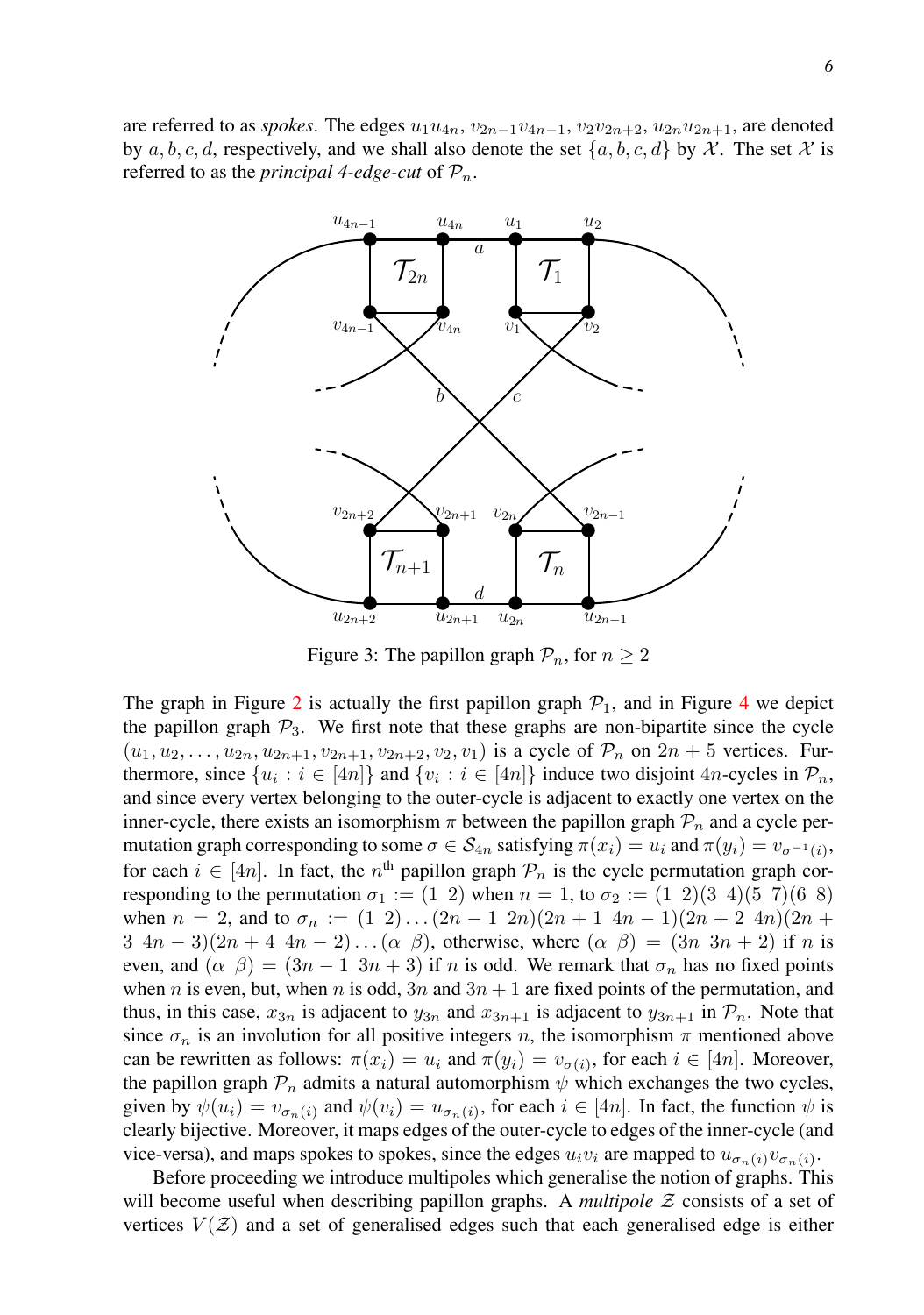are referred to as *spokes*. The edges $u_1u_{4n}$, $v_{2n-1}v_{4n-1}$, $v_2v_{2n+2}$, $u_{2n}u_{2n+1}$, are denoted by $a, b, c, d$, respectively, and we shall also denote the set $\{a, b, c, d\}$ by $\mathcal{X}$. The set $\mathcal{X}$ is referred to as the *principal 4-edge-cut* of $\mathcal{P}_n$.

Figure 3: The papillon graph $\mathcal{P}_n$, for $n \geq 2$

The graph in Figure 2 is actually the first papillon graph $\mathcal{P}_1$, and in Figure 4 we depict the papillon graph $\mathcal{P}_3$. We first note that these graphs are non-bipartite since the cycle $(u_1, u_2, \ldots, u_{2n}, u_{2n+1}, v_{2n+1}, v_{2n+2}, v_2, v_1)$ is a cycle of $\mathcal{P}_n$ on $2n + 5$ vertices. Furthermore, since $\{u_i : i \in [4n]\}$ and $\{v_i : i \in [4n]\}$ induce two disjoint $4n$-cycles in $\mathcal{P}_n$, and since every vertex belonging to the outer-cycle is adjacent to exactly one vertex on the inner-cycle, there exists an isomorphism $\pi$ between the papillon graph $\mathcal{P}_n$ and a cycle permutation graph corresponding to some $\sigma \in \mathcal{S}_{4n}$ satisfying $\pi(x_i) = u_i$ and $\pi(y_i) = v_{\sigma^{-1}(i)}$, for each $i \in [4n]$. In fact, the $n^{\text{th}}$ papillon graph $\mathcal{P}_n$ is the cycle permutation graph corresponding to the permutation $\sigma_1 := (1\ 2)$ when $n = 1$, to $\sigma_2 := (1\ 2)(3\ 4)(5\ 7)(6\ 8)$ when $n = 2$, and to $\sigma_n := (1\ 2) \ldots (2n-1\ 2n)(2n+1\ 4n-1)(2n+2\ 4n)(2n+3\ 4n-3)(2n+4\ 4n-2) \ldots (\alpha\ \beta)$, otherwise, where $(\alpha\ \beta) = (3n\ 3n+2)$ if $n$ is even, and $(\alpha\ \beta) = (3n-1\ 3n+3)$ if $n$ is odd. We remark that $\sigma_n$ has no fixed points when $n$ is even, but, when $n$ is odd, $3n$ and $3n+1$ are fixed points of the permutation, and thus, in this case, $x_{3n}$ is adjacent to $y_{3n}$ and $x_{3n+1}$ is adjacent to $y_{3n+1}$ in $\mathcal{P}_n$. Note that since $\sigma_n$ is an involution for all positive integers $n$, the isomorphism $\pi$ mentioned above can be rewritten as follows: $\pi(x_i) = u_i$ and $\pi(y_i) = v_{\sigma(i)}$, for each $i \in [4n]$. Moreover, the papillon graph $\mathcal{P}_n$ admits a natural automorphism $\psi$ which exchanges the two cycles, given by $\psi(u_i) = v_{\sigma_n(i)}$ and $\psi(v_i) = u_{\sigma_n(i)}$, for each $i \in [4n]$. In fact, the function $\psi$ is clearly bijective. Moreover, it maps edges of the outer-cycle to edges of the inner-cycle (and vice-versa), and maps spokes to spokes, since the edges $u_iv_i$ are mapped to $u_{\sigma_n(i)}v_{\sigma_n(i)}$.

Before proceeding we introduce multipoles which generalise the notion of graphs. This will become useful when describing papillon graphs. A *multipole* $\mathcal{Z}$ consists of a set of vertices $V(\mathcal{Z})$ and a set of generalised edges such that each generalised edge is either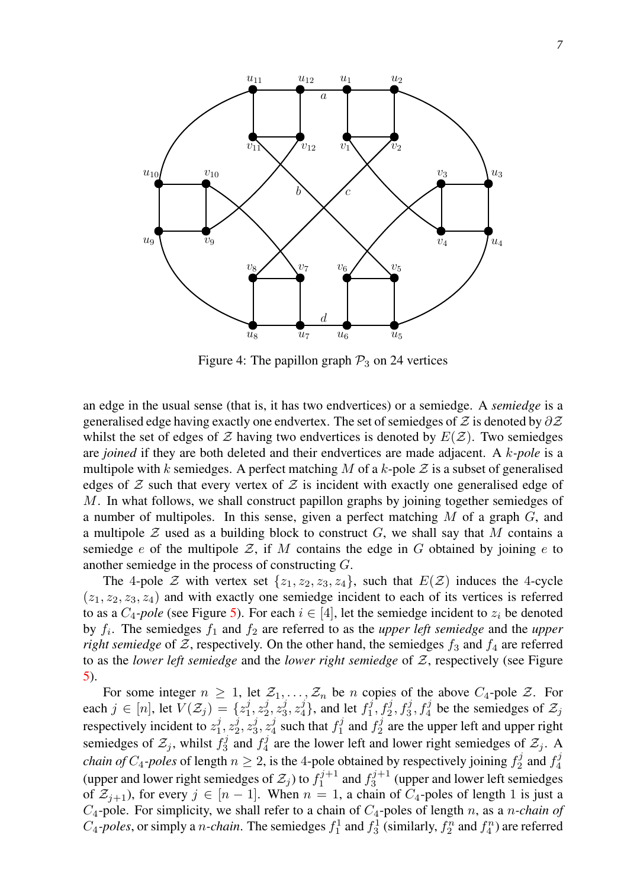Figure 4: The papillon graph $\mathcal{P}_3$ on 24 vertices

an edge in the usual sense (that is, it has two endvertices) or a semiedge. A *semiedge* is a generalised edge having exactly one endvertex. The set of semiedges of $\mathcal{Z}$ is denoted by $\partial\mathcal{Z}$ whilst the set of edges of $\mathcal{Z}$ having two endvertices is denoted by $E(\mathcal{Z})$. Two semiedges are *joined* if they are both deleted and their endvertices are made adjacent. A $k$*-pole* is a multipole with $k$ semiedges. A perfect matching $M$ of a $k$-pole $\mathcal{Z}$ is a subset of generalised edges of $\mathcal{Z}$ such that every vertex of $\mathcal{Z}$ is incident with exactly one generalised edge of $M$. In what follows, we shall construct papillon graphs by joining together semiedges of a number of multipoles. In this sense, given a perfect matching $M$ of a graph $G$, and a multipole $\mathcal{Z}$ used as a building block to construct $G$, we shall say that $M$ contains a semiedge $e$ of the multipole $\mathcal{Z}$, if $M$ contains the edge in $G$ obtained by joining $e$ to another semiedge in the process of constructing $G$.

The 4-pole $\mathcal{Z}$ with vertex set $\{z_1, z_2, z_3, z_4\}$, such that $E(\mathcal{Z})$ induces the 4-cycle $(z_1, z_2, z_3, z_4)$ and with exactly one semiedge incident to each of its vertices is referred to as a $C_4$*-pole* (see Figure 5). For each $i \in [4]$, let the semiedge incident to $z_i$ be denoted by $f_i$. The semiedges $f_1$ and $f_2$ are referred to as the *upper left semiedge* and the *upper right semiedge* of $\mathcal{Z}$, respectively. On the other hand, the semiedges $f_3$ and $f_4$ are referred to as the *lower left semiedge* and the *lower right semiedge* of $\mathcal{Z}$, respectively (see Figure 5).

For some integer $n \geq 1$, let $\mathcal{Z}_1, \ldots, \mathcal{Z}_n$ be $n$ copies of the above $C_4$-pole $\mathcal{Z}$. For each $j \in [n]$, let $V(\mathcal{Z}_j) = \{z_1^j, z_2^j, z_3^j, z_4^j\}$, and let $f_1^j, f_2^j, f_3^j, f_4^j$ be the semiedges of $\mathcal{Z}_j$ respectively incident to $z_1^j, z_2^j, z_3^j, z_4^j$ such that $f_1^j$ and $f_2^j$ are the upper left and upper right semiedges of $\mathcal{Z}_j$, whilst $f_3^j$ and $f_4^j$ are the lower left and lower right semiedges of $\mathcal{Z}_j$. A *chain of* $C_4$*-poles* of length $n \geq 2$, is the 4-pole obtained by respectively joining $f_2^j$ and $f_4^j$ (upper and lower right semiedges of $\mathcal{Z}_j$) to $f_1^{j+1}$ and $f_3^{j+1}$ (upper and lower left semiedges of $\mathcal{Z}_{j+1}$), for every $j \in [n-1]$. When $n = 1$, a chain of $C_4$-poles of length 1 is just a $C_4$-pole. For simplicity, we shall refer to a chain of $C_4$-poles of length $n$, as a $n$*-chain of* $C_4$*-poles*, or simply a $n$*-chain*. The semiedges $f_1^1$ and $f_3^1$ (similarly, $f_2^n$ and $f_4^n$) are referred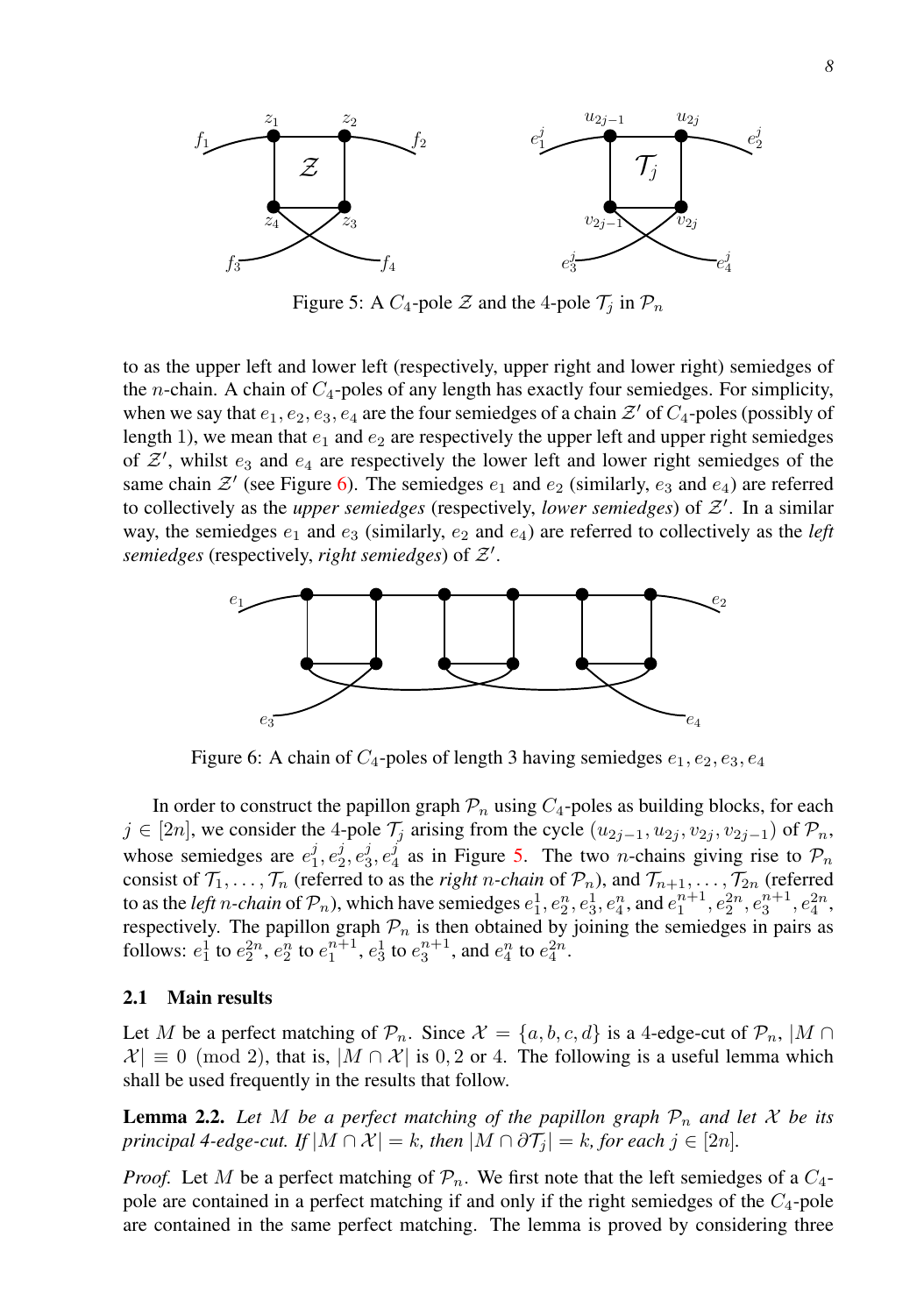Figure 5: A $C_4$-pole $\mathcal{Z}$ and the 4-pole $\mathcal{T}_j$ in $\mathcal{P}_n$

to as the upper left and lower left (respectively, upper right and lower right) semiedges of the $n$-chain. A chain of $C_4$-poles of any length has exactly four semiedges. For simplicity, when we say that $e_1, e_2, e_3, e_4$ are the four semiedges of a chain $\mathcal{Z}'$ of $C_4$-poles (possibly of length 1), we mean that $e_1$ and $e_2$ are respectively the upper left and upper right semiedges of $\mathcal{Z}'$, whilst $e_3$ and $e_4$ are respectively the lower left and lower right semiedges of the same chain $\mathcal{Z}'$ (see Figure 6). The semiedges $e_1$ and $e_2$ (similarly, $e_3$ and $e_4$) are referred to collectively as the *upper semiedges* (respectively, *lower semiedges*) of $\mathcal{Z}'$. In a similar way, the semiedges $e_1$ and $e_3$ (similarly, $e_2$ and $e_4$) are referred to collectively as the *left semiedges* (respectively, *right semiedges*) of $\mathcal{Z}'$.

Figure 6: A chain of $C_4$-poles of length 3 having semiedges $e_1, e_2, e_3, e_4$

In order to construct the papillon graph $\mathcal{P}_n$ using $C_4$-poles as building blocks, for each $j \in [2n]$, we consider the 4-pole $\mathcal{T}_j$ arising from the cycle $(u_{2j-1}, u_{2j}, v_{2j}, v_{2j-1})$ of $\mathcal{P}_n$, whose semiedges are $e_1^j, e_2^j, e_3^j, e_4^j$ as in Figure 5. The two $n$-chains giving rise to $\mathcal{P}_n$ consist of $\mathcal{T}_1, \ldots, \mathcal{T}_n$ (referred to as the *right $n$-chain* of $\mathcal{P}_n$), and $\mathcal{T}_{n+1}, \ldots, \mathcal{T}_{2n}$ (referred to as the *left $n$-chain* of $\mathcal{P}_n$), which have semiedges $e_1^1, e_2^n, e_3^1, e_4^n$, and $e_1^{n+1}, e_2^{2n}, e_3^{n+1}, e_4^{2n}$, respectively. The papillon graph $\mathcal{P}_n$ is then obtained by joining the semiedges in pairs as follows: $e_1^1$ to $e_2^{2n}$, $e_2^n$ to $e_1^{n+1}$, $e_3^1$ to $e_3^{n+1}$, and $e_4^n$ to $e_4^{2n}$.

### 2.1 Main results

Let $M$ be a perfect matching of $\mathcal{P}_n$. Since $\mathcal{X} = \{a, b, c, d\}$ is a 4-edge-cut of $\mathcal{P}_n$, $|M \cap \mathcal{X}| \equiv 0 \pmod 2$, that is, $|M \cap \mathcal{X}|$ is $0, 2$ or $4$. The following is a useful lemma which shall be used frequently in the results that follow.

**Lemma 2.2.** *Let $M$ be a perfect matching of the papillon graph $\mathcal{P}_n$ and let $\mathcal{X}$ be its principal 4-edge-cut. If $|M \cap \mathcal{X}| = k$, then $|M \cap \partial\mathcal{T}_j| = k$, for each $j \in [2n]$.*

*Proof.* Let $M$ be a perfect matching of $\mathcal{P}_n$. We first note that the left semiedges of a $C_4$-pole are contained in a perfect matching if and only if the right semiedges of the $C_4$-pole are contained in the same perfect matching. The lemma is proved by considering three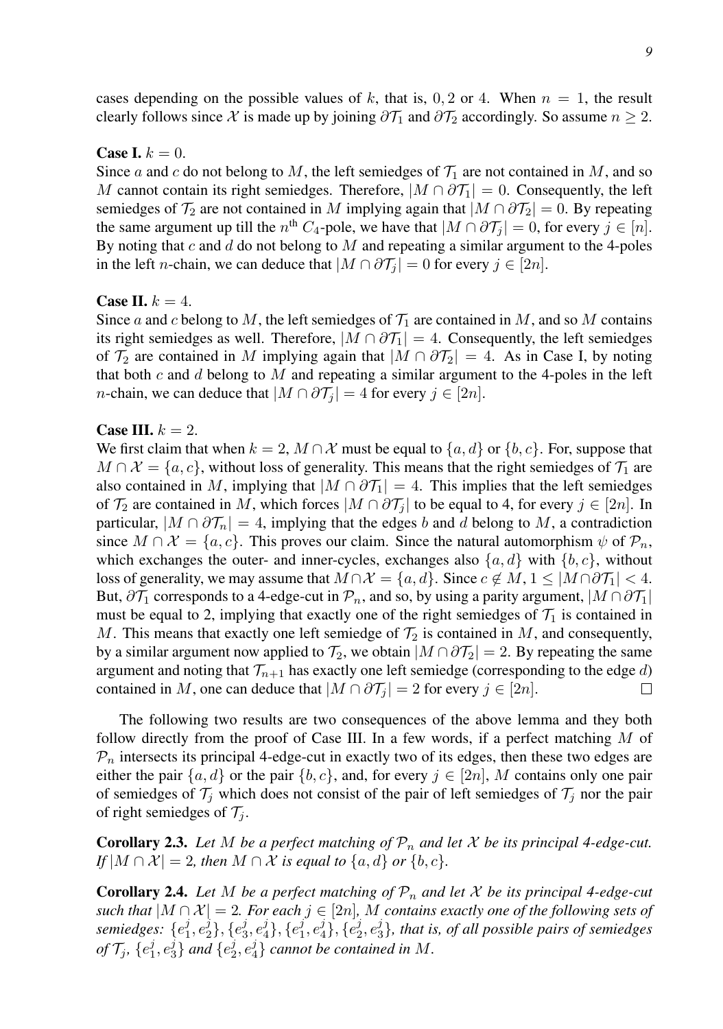cases depending on the possible values of $k$, that is, $0, 2$ or $4$. When $n = 1$, the result clearly follows since $\mathcal{X}$ is made up by joining $\partial\mathcal{T}_1$ and $\partial\mathcal{T}_2$ accordingly. So assume $n \geq 2$.

**Case I.** $k = 0$.
Since $a$ and $c$ do not belong to $M$, the left semiedges of $\mathcal{T}_1$ are not contained in $M$, and so $M$ cannot contain its right semiedges. Therefore, $|M \cap \partial\mathcal{T}_1| = 0$. Consequently, the left semiedges of $\mathcal{T}_2$ are not contained in $M$ implying again that $|M \cap \partial\mathcal{T}_2| = 0$. By repeating the same argument up till the $n^{\text{th}}$ $C_4$-pole, we have that $|M \cap \partial\mathcal{T}_j| = 0$, for every $j \in [n]$. By noting that $c$ and $d$ do not belong to $M$ and repeating a similar argument to the 4-poles in the left $n$-chain, we can deduce that $|M \cap \partial\mathcal{T}_j| = 0$ for every $j \in [2n]$.

**Case II.** $k = 4$.
Since $a$ and $c$ belong to $M$, the left semiedges of $\mathcal{T}_1$ are contained in $M$, and so $M$ contains its right semiedges as well. Therefore, $|M \cap \partial\mathcal{T}_1| = 4$. Consequently, the left semiedges of $\mathcal{T}_2$ are contained in $M$ implying again that $|M \cap \partial\mathcal{T}_2| = 4$. As in Case I, by noting that both $c$ and $d$ belong to $M$ and repeating a similar argument to the 4-poles in the left $n$-chain, we can deduce that $|M \cap \partial\mathcal{T}_j| = 4$ for every $j \in [2n]$.

**Case III.** $k = 2$.
We first claim that when $k = 2$, $M \cap \mathcal{X}$ must be equal to $\{a, d\}$ or $\{b, c\}$. For, suppose that $M \cap \mathcal{X} = \{a, c\}$, without loss of generality. This means that the right semiedges of $\mathcal{T}_1$ are also contained in $M$, implying that $|M \cap \partial\mathcal{T}_1| = 4$. This implies that the left semiedges of $\mathcal{T}_2$ are contained in $M$, which forces $|M \cap \partial\mathcal{T}_j|$ to be equal to 4, for every $j \in [2n]$. In particular, $|M \cap \partial\mathcal{T}_n| = 4$, implying that the edges $b$ and $d$ belong to $M$, a contradiction since $M \cap \mathcal{X} = \{a, c\}$. This proves our claim. Since the natural automorphism $\psi$ of $\mathcal{P}_n$, which exchanges the outer- and inner-cycles, exchanges also $\{a, d\}$ with $\{b, c\}$, without loss of generality, we may assume that $M \cap \mathcal{X} = \{a, d\}$. Since $c \notin M$, $1 \leq |M \cap \partial\mathcal{T}_1| < 4$. But, $\partial\mathcal{T}_1$ corresponds to a 4-edge-cut in $\mathcal{P}_n$, and so, by using a parity argument, $|M \cap \partial\mathcal{T}_1|$ must be equal to 2, implying that exactly one of the right semiedges of $\mathcal{T}_1$ is contained in $M$. This means that exactly one left semiedge of $\mathcal{T}_2$ is contained in $M$, and consequently, by a similar argument now applied to $\mathcal{T}_2$, we obtain $|M \cap \partial\mathcal{T}_2| = 2$. By repeating the same argument and noting that $\mathcal{T}_{n+1}$ has exactly one left semiedge (corresponding to the edge $d$) contained in $M$, one can deduce that $|M \cap \partial\mathcal{T}_j| = 2$ for every $j \in [2n]$. $\square$

The following two results are two consequences of the above lemma and they both follow directly from the proof of Case III. In a few words, if a perfect matching $M$ of $\mathcal{P}_n$ intersects its principal 4-edge-cut in exactly two of its edges, then these two edges are either the pair $\{a, d\}$ or the pair $\{b, c\}$, and, for every $j \in [2n]$, $M$ contains only one pair of semiedges of $\mathcal{T}_j$ which does not consist of the pair of left semiedges of $\mathcal{T}_j$ nor the pair of right semiedges of $\mathcal{T}_j$.

**Corollary 2.3.** *Let $M$ be a perfect matching of $\mathcal{P}_n$ and let $\mathcal{X}$ be its principal 4-edge-cut. If $|M \cap \mathcal{X}| = 2$, then $M \cap \mathcal{X}$ is equal to $\{a, d\}$ or $\{b, c\}$.*

**Corollary 2.4.** *Let $M$ be a perfect matching of $\mathcal{P}_n$ and let $\mathcal{X}$ be its principal 4-edge-cut such that $|M \cap \mathcal{X}| = 2$. For each $j \in [2n]$, $M$ contains exactly one of the following sets of semiedges: $\{e_1^j, e_2^j\}, \{e_3^j, e_4^j\}, \{e_1^j, e_4^j\}, \{e_2^j, e_3^j\}$, that is, of all possible pairs of semiedges of $\mathcal{T}_j$, $\{e_1^j, e_3^j\}$ and $\{e_2^j, e_4^j\}$ cannot be contained in $M$.*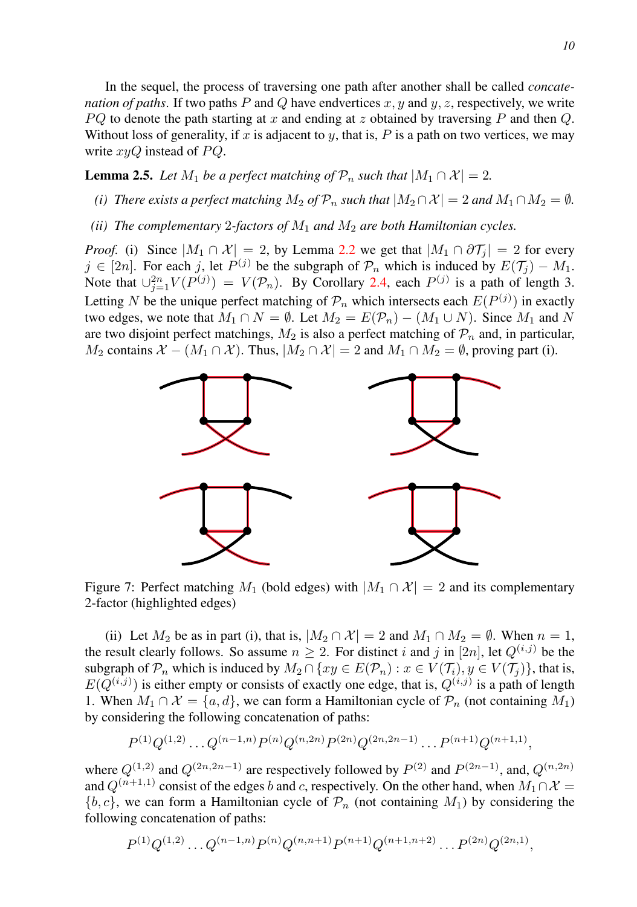In the sequel, the process of traversing one path after another shall be called *concatenation of paths*. If two paths $P$ and $Q$ have endvertices $x, y$ and $y, z$, respectively, we write $PQ$ to denote the path starting at $x$ and ending at $z$ obtained by traversing $P$ and then $Q$. Without loss of generality, if $x$ is adjacent to $y$, that is, $P$ is a path on two vertices, we may write $xyQ$ instead of $PQ$.

**Lemma 2.5.** *Let $M_1$ be a perfect matching of $\mathcal{P}_n$ such that $|M_1 \cap \mathcal{X}| = 2$.*

*(i) There exists a perfect matching $M_2$ of $\mathcal{P}_n$ such that $|M_2 \cap \mathcal{X}| = 2$ and $M_1 \cap M_2 = \emptyset$.*

*(ii) The complementary 2-factors of $M_1$ and $M_2$ are both Hamiltonian cycles.*

*Proof.* (i) Since $|M_1 \cap \mathcal{X}| = 2$, by Lemma 2.2 we get that $|M_1 \cap \partial\mathcal{T}_j| = 2$ for every $j \in [2n]$. For each $j$, let $P^{(j)}$ be the subgraph of $\mathcal{P}_n$ which is induced by $E(\mathcal{T}_j) - M_1$. Note that $\cup_{j=1}^{2n} V(P^{(j)}) = V(\mathcal{P}_n)$. By Corollary 2.4, each $P^{(j)}$ is a path of length 3. Letting $N$ be the unique perfect matching of $\mathcal{P}_n$ which intersects each $E(P^{(j)})$ in exactly two edges, we note that $M_1 \cap N = \emptyset$. Let $M_2 = E(\mathcal{P}_n) - (M_1 \cup N)$. Since $M_1$ and $N$ are two disjoint perfect matchings, $M_2$ is also a perfect matching of $\mathcal{P}_n$ and, in particular, $M_2$ contains $\mathcal{X} - (M_1 \cap \mathcal{X})$. Thus, $|M_2 \cap \mathcal{X}| = 2$ and $M_1 \cap M_2 = \emptyset$, proving part (i).

Figure 7: Perfect matching $M_1$ (bold edges) with $|M_1 \cap \mathcal{X}| = 2$ and its complementary 2-factor (highlighted edges)

(ii) Let $M_2$ be as in part (i), that is, $|M_2 \cap \mathcal{X}| = 2$ and $M_1 \cap M_2 = \emptyset$. When $n = 1$, the result clearly follows. So assume $n \geq 2$. For distinct $i$ and $j$ in $[2n]$, let $Q^{(i,j)}$ be the subgraph of $\mathcal{P}_n$ which is induced by $M_2 \cap \{xy \in E(\mathcal{P}_n) : x \in V(\mathcal{T}_i), y \in V(\mathcal{T}_j)\}$, that is, $E(Q^{(i,j)})$ is either empty or consists of exactly one edge, that is, $Q^{(i,j)}$ is a path of length 1. When $M_1 \cap \mathcal{X} = \{a, d\}$, we can form a Hamiltonian cycle of $\mathcal{P}_n$ (not containing $M_1$) by considering the following concatenation of paths:

$$P^{(1)}Q^{(1,2)} \ldots Q^{(n-1,n)}P^{(n)}Q^{(n,2n)}P^{(2n)}Q^{(2n,2n-1)} \ldots P^{(n+1)}Q^{(n+1,1)},$$

where $Q^{(1,2)}$ and $Q^{(2n,2n-1)}$ are respectively followed by $P^{(2)}$ and $P^{(2n-1)}$, and, $Q^{(n,2n)}$ and $Q^{(n+1,1)}$ consist of the edges $b$ and $c$, respectively. On the other hand, when $M_1 \cap \mathcal{X} = \{b, c\}$, we can form a Hamiltonian cycle of $\mathcal{P}_n$ (not containing $M_1$) by considering the following concatenation of paths:

$$P^{(1)}Q^{(1,2)} \ldots Q^{(n-1,n)}P^{(n)}Q^{(n,n+1)}P^{(n+1)}Q^{(n+1,n+2)} \ldots P^{(2n)}Q^{(2n,1)},$$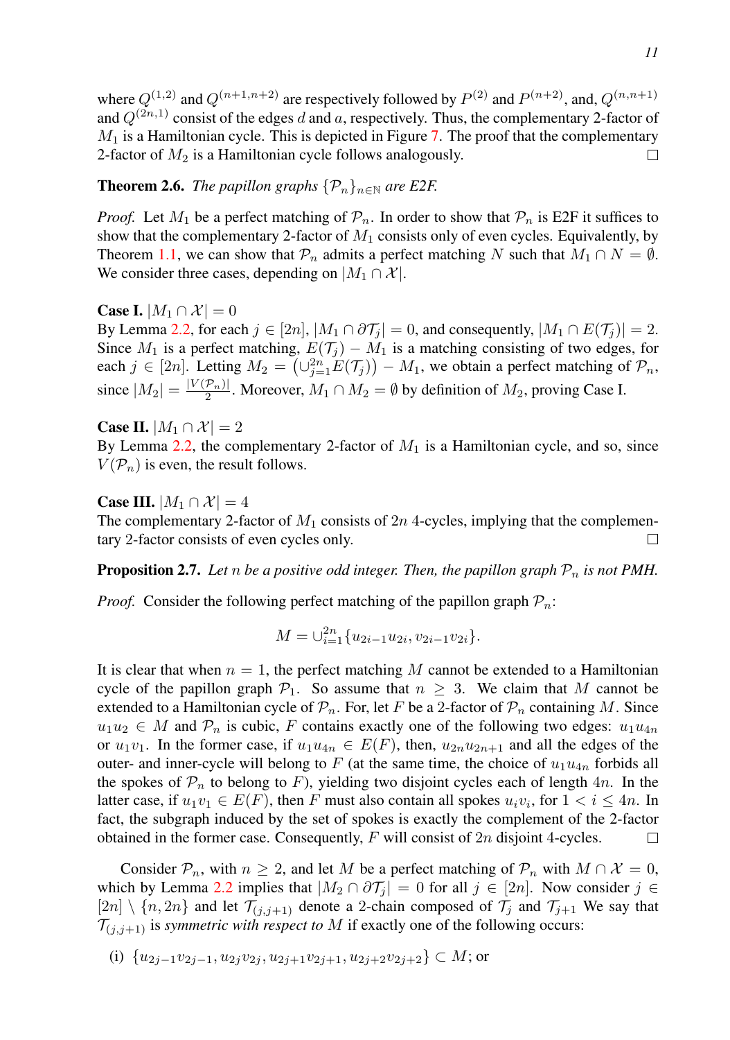where $Q^{(1,2)}$ and $Q^{(n+1,n+2)}$ are respectively followed by $P^{(2)}$ and $P^{(n+2)}$, and, $Q^{(n,n+1)}$ and $Q^{(2n,1)}$ consist of the edges $d$ and $a$, respectively. Thus, the complementary 2-factor of $M_1$ is a Hamiltonian cycle. This is depicted in Figure 7. The proof that the complementary 2-factor of $M_2$ is a Hamiltonian cycle follows analogously. □

**Theorem 2.6.** *The papillon graphs $\{\mathcal{P}_n\}_{n\in\mathbb{N}}$ are E2F.*

*Proof.* Let $M_1$ be a perfect matching of $\mathcal{P}_n$. In order to show that $\mathcal{P}_n$ is E2F it suffices to show that the complementary 2-factor of $M_1$ consists only of even cycles. Equivalently, by Theorem 1.1, we can show that $\mathcal{P}_n$ admits a perfect matching $N$ such that $M_1 \cap N = \emptyset$. We consider three cases, depending on $|M_1 \cap \mathcal{X}|$.

**Case I.** $|M_1 \cap \mathcal{X}| = 0$
By Lemma 2.2, for each $j \in [2n]$, $|M_1 \cap \partial\mathcal{T}_j| = 0$, and consequently, $|M_1 \cap E(\mathcal{T}_j)| = 2$. Since $M_1$ is a perfect matching, $E(\mathcal{T}_j) - M_1$ is a matching consisting of two edges, for each $j \in [2n]$. Letting $M_2 = \left(\cup_{j=1}^{2n} E(\mathcal{T}_j)\right) - M_1$, we obtain a perfect matching of $\mathcal{P}_n$, since $|M_2| = \frac{|V(\mathcal{P}_n)|}{2}$. Moreover, $M_1 \cap M_2 = \emptyset$ by definition of $M_2$, proving Case I.

**Case II.** $|M_1 \cap \mathcal{X}| = 2$
By Lemma 2.2, the complementary 2-factor of $M_1$ is a Hamiltonian cycle, and so, since $V(\mathcal{P}_n)$ is even, the result follows.

**Case III.** $|M_1 \cap \mathcal{X}| = 4$
The complementary 2-factor of $M_1$ consists of $2n$ 4-cycles, implying that the complementary 2-factor consists of even cycles only. □

**Proposition 2.7.** *Let $n$ be a positive odd integer. Then, the papillon graph $\mathcal{P}_n$ is not PMH.*

*Proof.* Consider the following perfect matching of the papillon graph $\mathcal{P}_n$:

$$M = \cup_{i=1}^{2n}\{u_{2i-1}u_{2i}, v_{2i-1}v_{2i}\}.$$

It is clear that when $n = 1$, the perfect matching $M$ cannot be extended to a Hamiltonian cycle of the papillon graph $\mathcal{P}_1$. So assume that $n \geq 3$. We claim that $M$ cannot be extended to a Hamiltonian cycle of $\mathcal{P}_n$. For, let $F$ be a 2-factor of $\mathcal{P}_n$ containing $M$. Since $u_1u_2 \in M$ and $\mathcal{P}_n$ is cubic, $F$ contains exactly one of the following two edges: $u_1u_{4n}$ or $u_1v_1$. In the former case, if $u_1u_{4n} \in E(F)$, then, $u_{2n}u_{2n+1}$ and all the edges of the outer- and inner-cycle will belong to $F$ (at the same time, the choice of $u_1u_{4n}$ forbids all the spokes of $\mathcal{P}_n$ to belong to $F$), yielding two disjoint cycles each of length $4n$. In the latter case, if $u_1v_1 \in E(F)$, then $F$ must also contain all spokes $u_iv_i$, for $1 < i \leq 4n$. In fact, the subgraph induced by the set of spokes is exactly the complement of the 2-factor obtained in the former case. Consequently, $F$ will consist of $2n$ disjoint 4-cycles. □

Consider $\mathcal{P}_n$, with $n \geq 2$, and let $M$ be a perfect matching of $\mathcal{P}_n$ with $M \cap \mathcal{X} = 0$, which by Lemma 2.2 implies that $|M_2 \cap \partial\mathcal{T}_j| = 0$ for all $j \in [2n]$. Now consider $j \in [2n] \setminus \{n, 2n\}$ and let $\mathcal{T}_{(j,j+1)}$ denote a 2-chain composed of $\mathcal{T}_j$ and $\mathcal{T}_{j+1}$ We say that $\mathcal{T}_{(j,j+1)}$ is *symmetric with respect to* $M$ if exactly one of the following occurs:

(i) $\{u_{2j-1}v_{2j-1}, u_{2j}v_{2j}, u_{2j+1}v_{2j+1}, u_{2j+2}v_{2j+2}\} \subset M$; or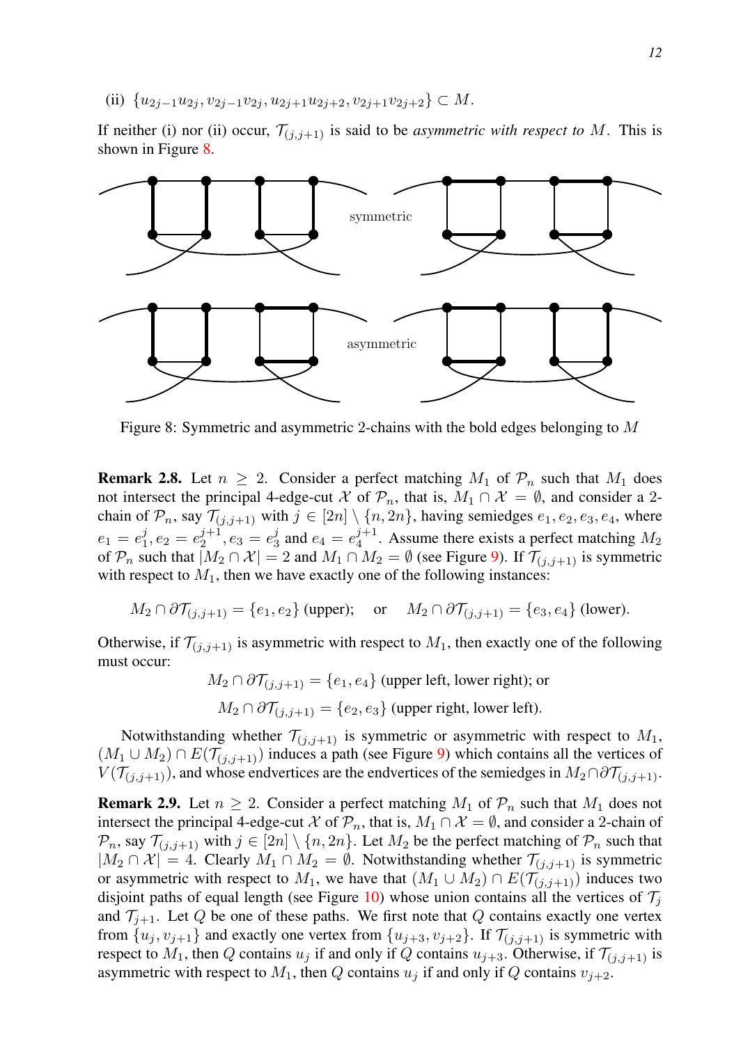(ii) $\{u_{2j-1}u_{2j}, v_{2j-1}v_{2j}, u_{2j+1}u_{2j+2}, v_{2j+1}v_{2j+2}\} \subset M$.

If neither (i) nor (ii) occur, $\mathcal{T}_{(j,j+1)}$ is said to be *asymmetric with respect to* $M$. This is shown in Figure 8.

Figure 8: Symmetric and asymmetric 2-chains with the bold edges belonging to $M$

**Remark 2.8.** Let $n \geq 2$. Consider a perfect matching $M_1$ of $\mathcal{P}_n$ such that $M_1$ does not intersect the principal 4-edge-cut $\mathcal{X}$ of $\mathcal{P}_n$, that is, $M_1 \cap \mathcal{X} = \emptyset$, and consider a 2-chain of $\mathcal{P}_n$, say $\mathcal{T}_{(j,j+1)}$ with $j \in [2n] \setminus \{n, 2n\}$, having semiedges $e_1, e_2, e_3, e_4$, where $e_1 = e_1^j, e_2 = e_2^{j+1}, e_3 = e_3^j$ and $e_4 = e_4^{j+1}$. Assume there exists a perfect matching $M_2$ of $\mathcal{P}_n$ such that $|M_2 \cap \mathcal{X}| = 2$ and $M_1 \cap M_2 = \emptyset$ (see Figure 9). If $\mathcal{T}_{(j,j+1)}$ is symmetric with respect to $M_1$, then we have exactly one of the following instances:

$$M_2 \cap \partial\mathcal{T}_{(j,j+1)} = \{e_1, e_2\} \text{ (upper)}; \quad \text{or} \quad M_2 \cap \partial\mathcal{T}_{(j,j+1)} = \{e_3, e_4\} \text{ (lower)}.$$

Otherwise, if $\mathcal{T}_{(j,j+1)}$ is asymmetric with respect to $M_1$, then exactly one of the following must occur:

$$M_2 \cap \partial\mathcal{T}_{(j,j+1)} = \{e_1, e_4\} \text{ (upper left, lower right); or}$$

$$M_2 \cap \partial\mathcal{T}_{(j,j+1)} = \{e_2, e_3\} \text{ (upper right, lower left).}$$

Notwithstanding whether $\mathcal{T}_{(j,j+1)}$ is symmetric or asymmetric with respect to $M_1$, $(M_1 \cup M_2) \cap E(\mathcal{T}_{(j,j+1)})$ induces a path (see Figure 9) which contains all the vertices of $V(\mathcal{T}_{(j,j+1)})$, and whose endvertices are the endvertices of the semiedges in $M_2 \cap \partial\mathcal{T}_{(j,j+1)}$.

**Remark 2.9.** Let $n \geq 2$. Consider a perfect matching $M_1$ of $\mathcal{P}_n$ such that $M_1$ does not intersect the principal 4-edge-cut $\mathcal{X}$ of $\mathcal{P}_n$, that is, $M_1 \cap \mathcal{X} = \emptyset$, and consider a 2-chain of $\mathcal{P}_n$, say $\mathcal{T}_{(j,j+1)}$ with $j \in [2n] \setminus \{n, 2n\}$. Let $M_2$ be the perfect matching of $\mathcal{P}_n$ such that $|M_2 \cap \mathcal{X}| = 4$. Clearly $M_1 \cap M_2 = \emptyset$. Notwithstanding whether $\mathcal{T}_{(j,j+1)}$ is symmetric or asymmetric with respect to $M_1$, we have that $(M_1 \cup M_2) \cap E(\mathcal{T}_{(j,j+1)})$ induces two disjoint paths of equal length (see Figure 10) whose union contains all the vertices of $\mathcal{T}_j$ and $\mathcal{T}_{j+1}$. Let $Q$ be one of these paths. We first note that $Q$ contains exactly one vertex from $\{u_j, v_{j+1}\}$ and exactly one vertex from $\{u_{j+3}, v_{j+2}\}$. If $\mathcal{T}_{(j,j+1)}$ is symmetric with respect to $M_1$, then $Q$ contains $u_j$ if and only if $Q$ contains $u_{j+3}$. Otherwise, if $\mathcal{T}_{(j,j+1)}$ is asymmetric with respect to $M_1$, then $Q$ contains $u_j$ if and only if $Q$ contains $v_{j+2}$.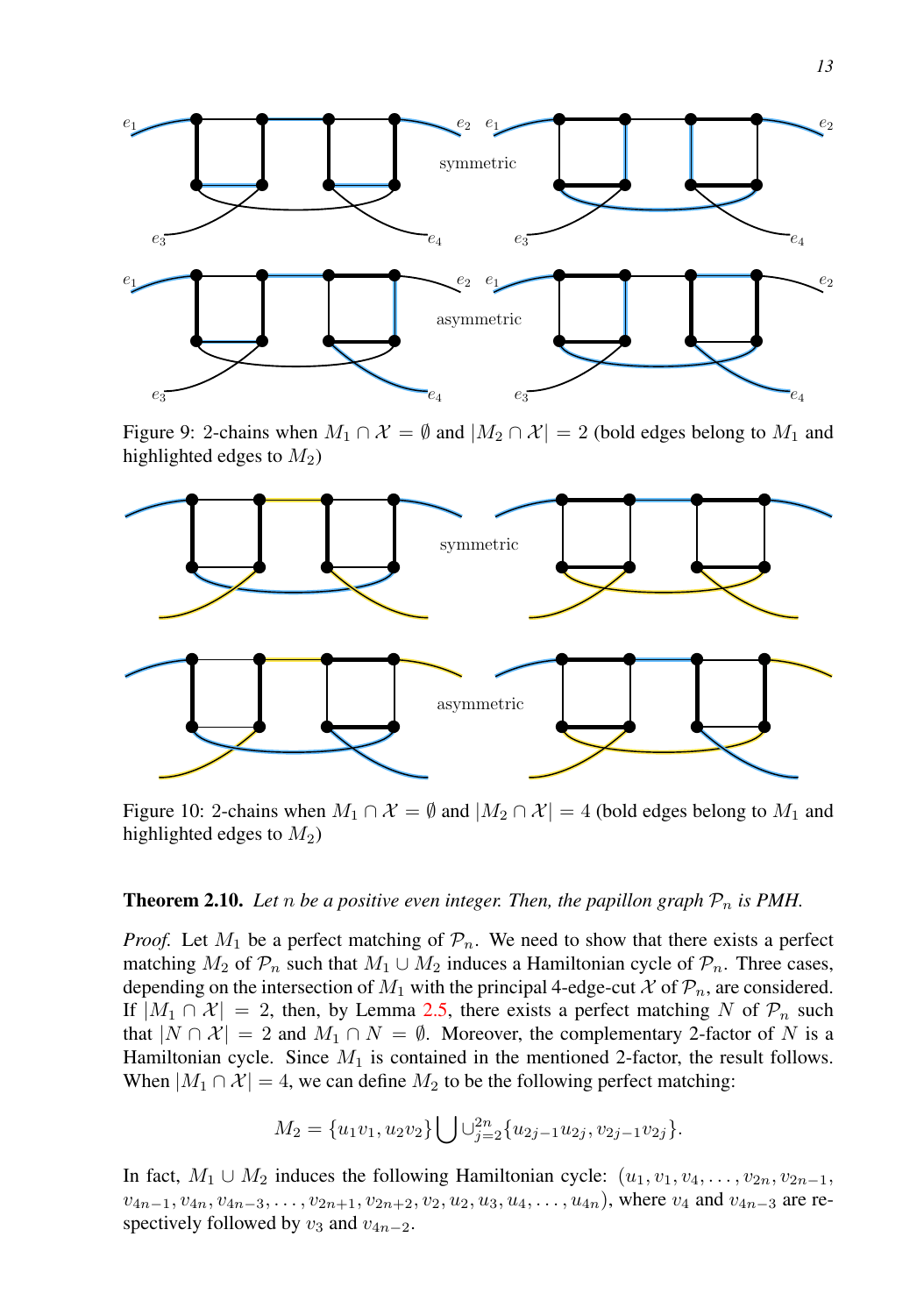Figure 9: 2-chains when $M_1 \cap \mathcal{X} = \emptyset$ and $|M_2 \cap \mathcal{X}| = 2$ (bold edges belong to $M_1$ and highlighted edges to $M_2$)

Figure 10: 2-chains when $M_1 \cap \mathcal{X} = \emptyset$ and $|M_2 \cap \mathcal{X}| = 4$ (bold edges belong to $M_1$ and highlighted edges to $M_2$)

**Theorem 2.10.** *Let $n$ be a positive even integer. Then, the papillon graph $\mathcal{P}_n$ is PMH.*

*Proof.* Let $M_1$ be a perfect matching of $\mathcal{P}_n$. We need to show that there exists a perfect matching $M_2$ of $\mathcal{P}_n$ such that $M_1 \cup M_2$ induces a Hamiltonian cycle of $\mathcal{P}_n$. Three cases, depending on the intersection of $M_1$ with the principal 4-edge-cut $\mathcal{X}$ of $\mathcal{P}_n$, are considered. If $|M_1 \cap \mathcal{X}| = 2$, then, by Lemma 2.5, there exists a perfect matching $N$ of $\mathcal{P}_n$ such that $|N \cap \mathcal{X}| = 2$ and $M_1 \cap N = \emptyset$. Moreover, the complementary 2-factor of $N$ is a Hamiltonian cycle. Since $M_1$ is contained in the mentioned 2-factor, the result follows. When $|M_1 \cap \mathcal{X}| = 4$, we can define $M_2$ to be the following perfect matching:

$$M_2 = \{u_1v_1, u_2v_2\} \bigcup \cup_{j=2}^{2n} \{u_{2j-1}u_{2j}, v_{2j-1}v_{2j}\}.$$

In fact, $M_1 \cup M_2$ induces the following Hamiltonian cycle: $(u_1, v_1, v_4, \ldots, v_{2n}, v_{2n-1}, v_{4n-1}, v_{4n}, v_{4n-3}, \ldots, v_{2n+1}, v_{2n+2}, v_2, u_2, u_3, u_4, \ldots, u_{4n})$, where $v_4$ and $v_{4n-3}$ are respectively followed by $v_3$ and $v_{4n-2}$.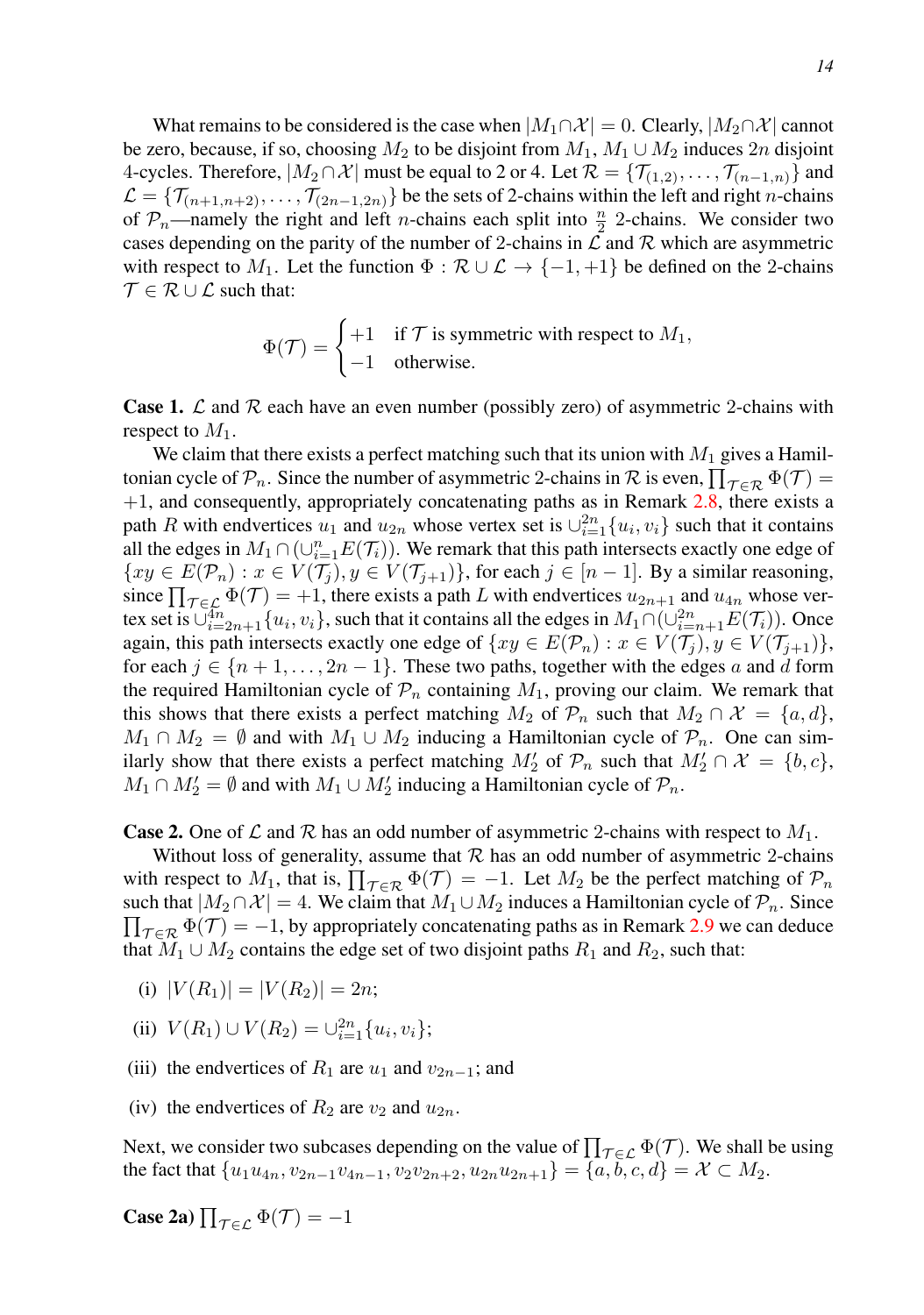What remains to be considered is the case when $|M_1 \cap \mathcal{X}| = 0$. Clearly, $|M_2 \cap \mathcal{X}|$ cannot be zero, because, if so, choosing $M_2$ to be disjoint from $M_1$, $M_1 \cup M_2$ induces $2n$ disjoint 4-cycles. Therefore, $|M_2 \cap \mathcal{X}|$ must be equal to 2 or 4. Let $\mathcal{R} = \{\mathcal{T}_{(1,2)}, \ldots, \mathcal{T}_{(n-1,n)}\}$ and $\mathcal{L} = \{\mathcal{T}_{(n+1,n+2)}, \ldots, \mathcal{T}_{(2n-1,2n)}\}$ be the sets of 2-chains within the left and right $n$-chains of $\mathcal{P}_n$—namely the right and left $n$-chains each split into $\frac{n}{2}$ 2-chains. We consider two cases depending on the parity of the number of 2-chains in $\mathcal{L}$ and $\mathcal{R}$ which are asymmetric with respect to $M_1$. Let the function $\Phi : \mathcal{R} \cup \mathcal{L} \to \{-1, +1\}$ be defined on the 2-chains $\mathcal{T} \in \mathcal{R} \cup \mathcal{L}$ such that:

$$\Phi(\mathcal{T}) = \begin{cases} +1 & \text{if } \mathcal{T} \text{ is symmetric with respect to } M_1, \\ -1 & \text{otherwise.} \end{cases}$$

**Case 1.** $\mathcal{L}$ and $\mathcal{R}$ each have an even number (possibly zero) of asymmetric 2-chains with respect to $M_1$.

We claim that there exists a perfect matching such that its union with $M_1$ gives a Hamiltonian cycle of $\mathcal{P}_n$. Since the number of asymmetric 2-chains in $\mathcal{R}$ is even, $\prod_{\mathcal{T} \in \mathcal{R}} \Phi(\mathcal{T}) = +1$, and consequently, appropriately concatenating paths as in Remark 2.8, there exists a path $R$ with endvertices $u_1$ and $u_{2n}$ whose vertex set is $\cup_{i=1}^{2n}\{u_i, v_i\}$ such that it contains all the edges in $M_1 \cap (\cup_{i=1}^{n} E(\mathcal{T}_i))$. We remark that this path intersects exactly one edge of $\{xy \in E(\mathcal{P}_n) : x \in V(\mathcal{T}_j), y \in V(\mathcal{T}_{j+1})\}$, for each $j \in [n-1]$. By a similar reasoning, since $\prod_{\mathcal{T} \in \mathcal{L}} \Phi(\mathcal{T}) = +1$, there exists a path $L$ with endvertices $u_{2n+1}$ and $u_{4n}$ whose vertex set is $\cup_{i=2n+1}^{4n}\{u_i, v_i\}$, such that it contains all the edges in $M_1 \cap (\cup_{i=n+1}^{2n} E(\mathcal{T}_i))$. Once again, this path intersects exactly one edge of $\{xy \in E(\mathcal{P}_n) : x \in V(\mathcal{T}_j), y \in V(\mathcal{T}_{j+1})\}$, for each $j \in \{n+1, \ldots, 2n-1\}$. These two paths, together with the edges $a$ and $d$ form the required Hamiltonian cycle of $\mathcal{P}_n$ containing $M_1$, proving our claim. We remark that this shows that there exists a perfect matching $M_2$ of $\mathcal{P}_n$ such that $M_2 \cap \mathcal{X} = \{a, d\}$, $M_1 \cap M_2 = \emptyset$ and with $M_1 \cup M_2$ inducing a Hamiltonian cycle of $\mathcal{P}_n$. One can similarly show that there exists a perfect matching $M_2'$ of $\mathcal{P}_n$ such that $M_2' \cap \mathcal{X} = \{b, c\}$, $M_1 \cap M_2' = \emptyset$ and with $M_1 \cup M_2'$ inducing a Hamiltonian cycle of $\mathcal{P}_n$.

**Case 2.** One of $\mathcal{L}$ and $\mathcal{R}$ has an odd number of asymmetric 2-chains with respect to $M_1$.

Without loss of generality, assume that $\mathcal{R}$ has an odd number of asymmetric 2-chains with respect to $M_1$, that is, $\prod_{\mathcal{T} \in \mathcal{R}} \Phi(\mathcal{T}) = -1$. Let $M_2$ be the perfect matching of $\mathcal{P}_n$ such that $|M_2 \cap \mathcal{X}| = 4$. We claim that $M_1 \cup M_2$ induces a Hamiltonian cycle of $\mathcal{P}_n$. Since $\prod_{\mathcal{T} \in \mathcal{R}} \Phi(\mathcal{T}) = -1$, by appropriately concatenating paths as in Remark 2.9 we can deduce that $M_1 \cup M_2$ contains the edge set of two disjoint paths $R_1$ and $R_2$, such that:

(i) $|V(R_1)| = |V(R_2)| = 2n$;

(ii) $V(R_1) \cup V(R_2) = \cup_{i=1}^{2n}\{u_i, v_i\}$;

(iii) the endvertices of $R_1$ are $u_1$ and $v_{2n-1}$; and

(iv) the endvertices of $R_2$ are $v_2$ and $u_{2n}$.

Next, we consider two subcases depending on the value of $\prod_{\mathcal{T} \in \mathcal{L}} \Phi(\mathcal{T})$. We shall be using the fact that $\{u_1u_{4n}, v_{2n-1}v_{4n-1}, v_2v_{2n+2}, u_{2n}u_{2n+1}\} = \{a, b, c, d\} = \mathcal{X} \subset M_2$.

**Case 2a)** $\prod_{\mathcal{T} \in \mathcal{L}} \Phi(\mathcal{T}) = -1$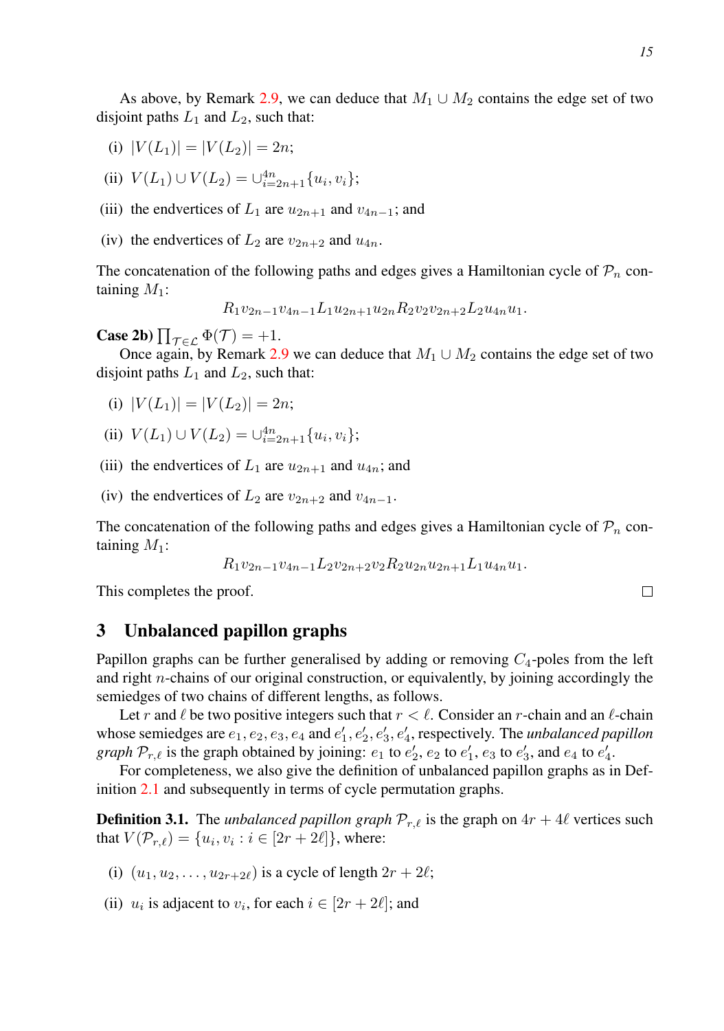As above, by Remark 2.9, we can deduce that $M_1 \cup M_2$ contains the edge set of two disjoint paths $L_1$ and $L_2$, such that:

(i) $|V(L_1)| = |V(L_2)| = 2n$;

(ii) $V(L_1) \cup V(L_2) = \cup_{i=2n+1}^{4n}\{u_i, v_i\}$;

(iii) the endvertices of $L_1$ are $u_{2n+1}$ and $v_{4n-1}$; and

(iv) the endvertices of $L_2$ are $v_{2n+2}$ and $u_{4n}$.

The concatenation of the following paths and edges gives a Hamiltonian cycle of $\mathcal{P}_n$ containing $M_1$:

$$R_1 v_{2n-1} v_{4n-1} L_1 u_{2n+1} u_{2n} R_2 v_2 v_{2n+2} L_2 u_{4n} u_1.$$

**Case 2b)** $\prod_{\mathcal{T}\in\mathcal{L}} \Phi(\mathcal{T}) = +1$.

Once again, by Remark 2.9 we can deduce that $M_1 \cup M_2$ contains the edge set of two disjoint paths $L_1$ and $L_2$, such that:

(i) $|V(L_1)| = |V(L_2)| = 2n$;

(ii) $V(L_1) \cup V(L_2) = \cup_{i=2n+1}^{4n}\{u_i, v_i\}$;

(iii) the endvertices of $L_1$ are $u_{2n+1}$ and $u_{4n}$; and

(iv) the endvertices of $L_2$ are $v_{2n+2}$ and $v_{4n-1}$.

The concatenation of the following paths and edges gives a Hamiltonian cycle of $\mathcal{P}_n$ containing $M_1$:

$$R_1 v_{2n-1} v_{4n-1} L_2 v_{2n+2} v_2 R_2 u_{2n} u_{2n+1} L_1 u_{4n} u_1.$$

This completes the proof. □

## 3 Unbalanced papillon graphs

Papillon graphs can be further generalised by adding or removing $C_4$-poles from the left and right $n$-chains of our original construction, or equivalently, by joining accordingly the semiedges of two chains of different lengths, as follows.

Let $r$ and $\ell$ be two positive integers such that $r < \ell$. Consider an $r$-chain and an $\ell$-chain whose semiedges are $e_1, e_2, e_3, e_4$ and $e_1', e_2', e_3', e_4'$, respectively. The *unbalanced papillon graph* $\mathcal{P}_{r,\ell}$ is the graph obtained by joining: $e_1$ to $e_2'$, $e_2$ to $e_1'$, $e_3$ to $e_3'$, and $e_4$ to $e_4'$.

For completeness, we also give the definition of unbalanced papillon graphs as in Definition 2.1 and subsequently in terms of cycle permutation graphs.

**Definition 3.1.** The *unbalanced papillon graph* $\mathcal{P}_{r,\ell}$ is the graph on $4r + 4\ell$ vertices such that $V(\mathcal{P}_{r,\ell}) = \{u_i, v_i : i \in [2r + 2\ell]\}$, where:

(i) $(u_1, u_2, \ldots, u_{2r+2\ell})$ is a cycle of length $2r + 2\ell$;

(ii) $u_i$ is adjacent to $v_i$, for each $i \in [2r + 2\ell]$; and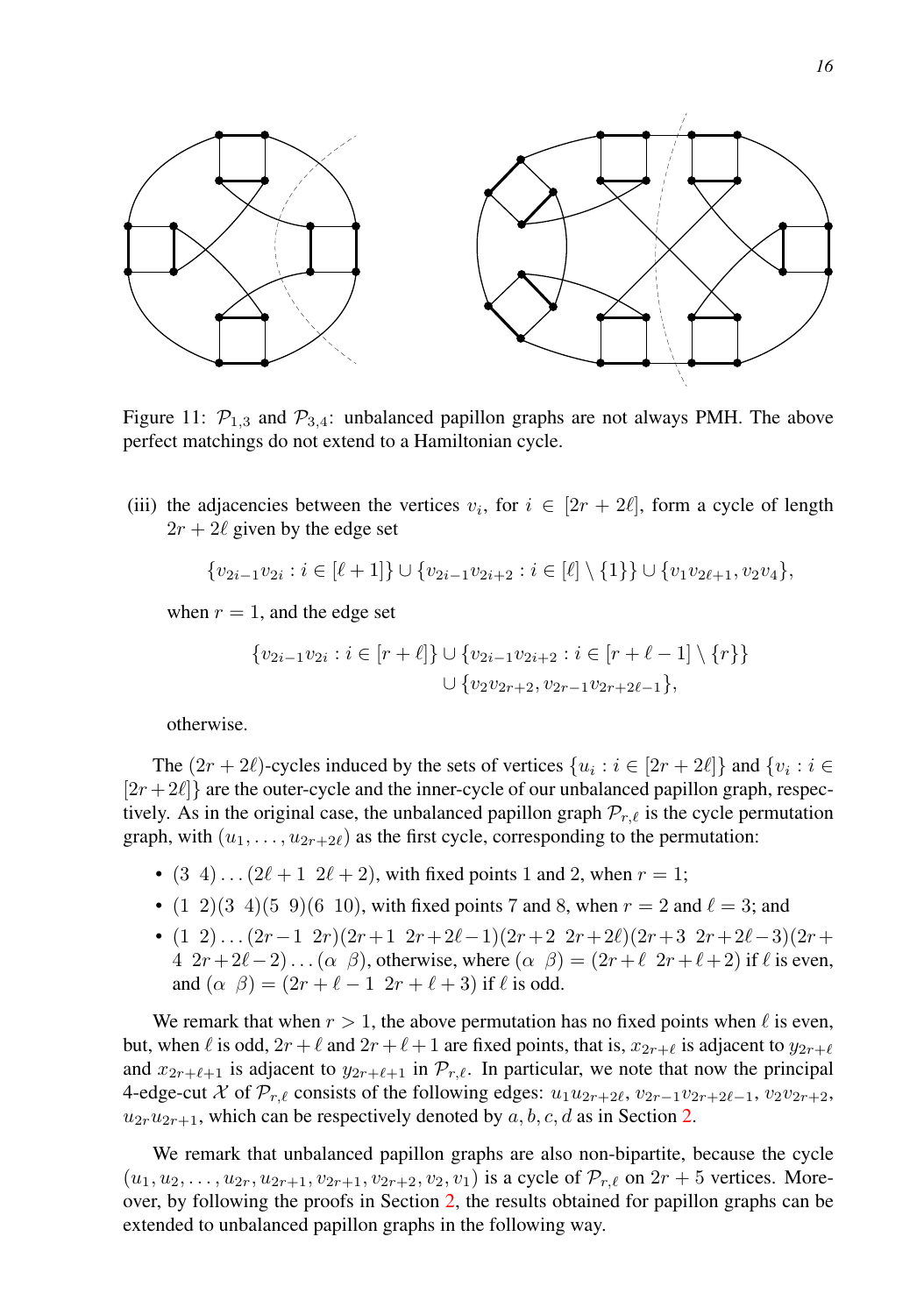Figure 11: $\mathcal{P}_{1,3}$ and $\mathcal{P}_{3,4}$: unbalanced papillon graphs are not always PMH. The above perfect matchings do not extend to a Hamiltonian cycle.

(iii) the adjacencies between the vertices $v_i$, for $i \in [2r + 2\ell]$, form a cycle of length $2r + 2\ell$ given by the edge set

$$\{v_{2i-1}v_{2i} : i \in [\ell + 1]\} \cup \{v_{2i-1}v_{2i+2} : i \in [\ell] \setminus \{1\}\} \cup \{v_1v_{2\ell+1}, v_2v_4\},$$

when $r = 1$, and the edge set

$$\{v_{2i-1}v_{2i} : i \in [r + \ell]\} \cup \{v_{2i-1}v_{2i+2} : i \in [r + \ell - 1] \setminus \{r\}\} \cup \{v_2v_{2r+2}, v_{2r-1}v_{2r+2\ell-1}\},$$

otherwise.

The $(2r + 2\ell)$-cycles induced by the sets of vertices $\{u_i : i \in [2r + 2\ell]\}$ and $\{v_i : i \in [2r + 2\ell]\}$ are the outer-cycle and the inner-cycle of our unbalanced papillon graph, respectively. As in the original case, the unbalanced papillon graph $\mathcal{P}_{r,\ell}$ is the cycle permutation graph, with $(u_1, \ldots, u_{2r+2\ell})$ as the first cycle, corresponding to the permutation:

- $(3\ 4) \ldots (2\ell + 1\ \ 2\ell + 2)$, with fixed points 1 and 2, when $r = 1$;
- $(1\ 2)(3\ 4)(5\ 9)(6\ 10)$, with fixed points 7 and 8, when $r = 2$ and $\ell = 3$; and
- $(1\ 2) \ldots (2r-1\ \ 2r)(2r+1\ \ 2r+2\ell-1)(2r+2\ \ 2r+2\ell)(2r+3\ \ 2r+2\ell-3)(2r+4\ \ 2r+2\ell-2) \ldots (\alpha\ \beta)$, otherwise, where $(\alpha\ \beta) = (2r+\ell\ \ 2r+\ell+2)$ if $\ell$ is even, and $(\alpha\ \beta) = (2r + \ell - 1\ \ 2r + \ell + 3)$ if $\ell$ is odd.

We remark that when $r > 1$, the above permutation has no fixed points when $\ell$ is even, but, when $\ell$ is odd, $2r + \ell$ and $2r + \ell + 1$ are fixed points, that is, $x_{2r+\ell}$ is adjacent to $y_{2r+\ell}$ and $x_{2r+\ell+1}$ is adjacent to $y_{2r+\ell+1}$ in $\mathcal{P}_{r,\ell}$. In particular, we note that now the principal 4-edge-cut $\mathcal{X}$ of $\mathcal{P}_{r,\ell}$ consists of the following edges: $u_1u_{2r+2\ell}$, $v_{2r-1}v_{2r+2\ell-1}$, $v_2v_{2r+2}$, $u_{2r}u_{2r+1}$, which can be respectively denoted by $a, b, c, d$ as in Section 2.

We remark that unbalanced papillon graphs are also non-bipartite, because the cycle $(u_1, u_2, \ldots, u_{2r}, u_{2r+1}, v_{2r+1}, v_{2r+2}, v_2, v_1)$ is a cycle of $\mathcal{P}_{r,\ell}$ on $2r + 5$ vertices. Moreover, by following the proofs in Section 2, the results obtained for papillon graphs can be extended to unbalanced papillon graphs in the following way.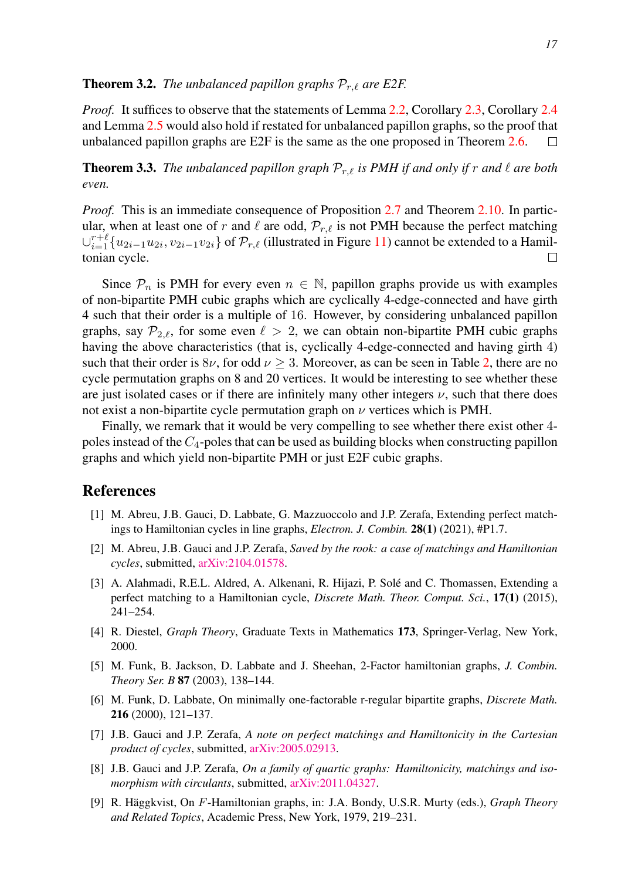**Theorem 3.2.** *The unbalanced papillon graphs $\mathcal{P}_{r,\ell}$ are E2F.*

*Proof.* It suffices to observe that the statements of Lemma 2.2, Corollary 2.3, Corollary 2.4 and Lemma 2.5 would also hold if restated for unbalanced papillon graphs, so the proof that unbalanced papillon graphs are E2F is the same as the one proposed in Theorem 2.6. □

**Theorem 3.3.** *The unbalanced papillon graph $\mathcal{P}_{r,\ell}$ is PMH if and only if $r$ and $\ell$ are both even.*

*Proof.* This is an immediate consequence of Proposition 2.7 and Theorem 2.10. In particular, when at least one of $r$ and $\ell$ are odd, $\mathcal{P}_{r,\ell}$ is not PMH because the perfect matching $\cup_{i=1}^{r+\ell}\{u_{2i-1}u_{2i}, v_{2i-1}v_{2i}\}$ of $\mathcal{P}_{r,\ell}$ (illustrated in Figure 11) cannot be extended to a Hamiltonian cycle. □

Since $\mathcal{P}_n$ is PMH for every even $n \in \mathbb{N}$, papillon graphs provide us with examples of non-bipartite PMH cubic graphs which are cyclically 4-edge-connected and have girth 4 such that their order is a multiple of 16. However, by considering unbalanced papillon graphs, say $\mathcal{P}_{2,\ell}$, for some even $\ell > 2$, we can obtain non-bipartite PMH cubic graphs having the above characteristics (that is, cyclically 4-edge-connected and having girth 4) such that their order is $8\nu$, for odd $\nu \geq 3$. Moreover, as can be seen in Table 2, there are no cycle permutation graphs on 8 and 20 vertices. It would be interesting to see whether these are just isolated cases or if there are infinitely many other integers $\nu$, such that there does not exist a non-bipartite cycle permutation graph on $\nu$ vertices which is PMH.

Finally, we remark that it would be very compelling to see whether there exist other 4-poles instead of the $C_4$-poles that can be used as building blocks when constructing papillon graphs and which yield non-bipartite PMH or just E2F cubic graphs.

## References

[1] M. Abreu, J.B. Gauci, D. Labbate, G. Mazzuoccolo and J.P. Zerafa, Extending perfect matchings to Hamiltonian cycles in line graphs, *Electron. J. Combin.* **28(1)** (2021), #P1.7.

[2] M. Abreu, J.B. Gauci and J.P. Zerafa, *Saved by the rook: a case of matchings and Hamiltonian cycles*, submitted, arXiv:2104.01578.

[3] A. Alahmadi, R.E.L. Aldred, A. Alkenani, R. Hijazi, P. Solé and C. Thomassen, Extending a perfect matching to a Hamiltonian cycle, *Discrete Math. Theor. Comput. Sci.*, **17(1)** (2015), 241–254.

[4] R. Diestel, *Graph Theory*, Graduate Texts in Mathematics **173**, Springer-Verlag, New York, 2000.

[5] M. Funk, B. Jackson, D. Labbate and J. Sheehan, 2-Factor hamiltonian graphs, *J. Combin. Theory Ser. B* **87** (2003), 138–144.

[6] M. Funk, D. Labbate, On minimally one-factorable r-regular bipartite graphs, *Discrete Math.* **216** (2000), 121–137.

[7] J.B. Gauci and J.P. Zerafa, *A note on perfect matchings and Hamiltonicity in the Cartesian product of cycles*, submitted, arXiv:2005.02913.

[8] J.B. Gauci and J.P. Zerafa, *On a family of quartic graphs: Hamiltonicity, matchings and isomorphism with circulants*, submitted, arXiv:2011.04327.

[9] R. Häggkvist, On $F$-Hamiltonian graphs, in: J.A. Bondy, U.S.R. Murty (eds.), *Graph Theory and Related Topics*, Academic Press, New York, 1979, 219–231.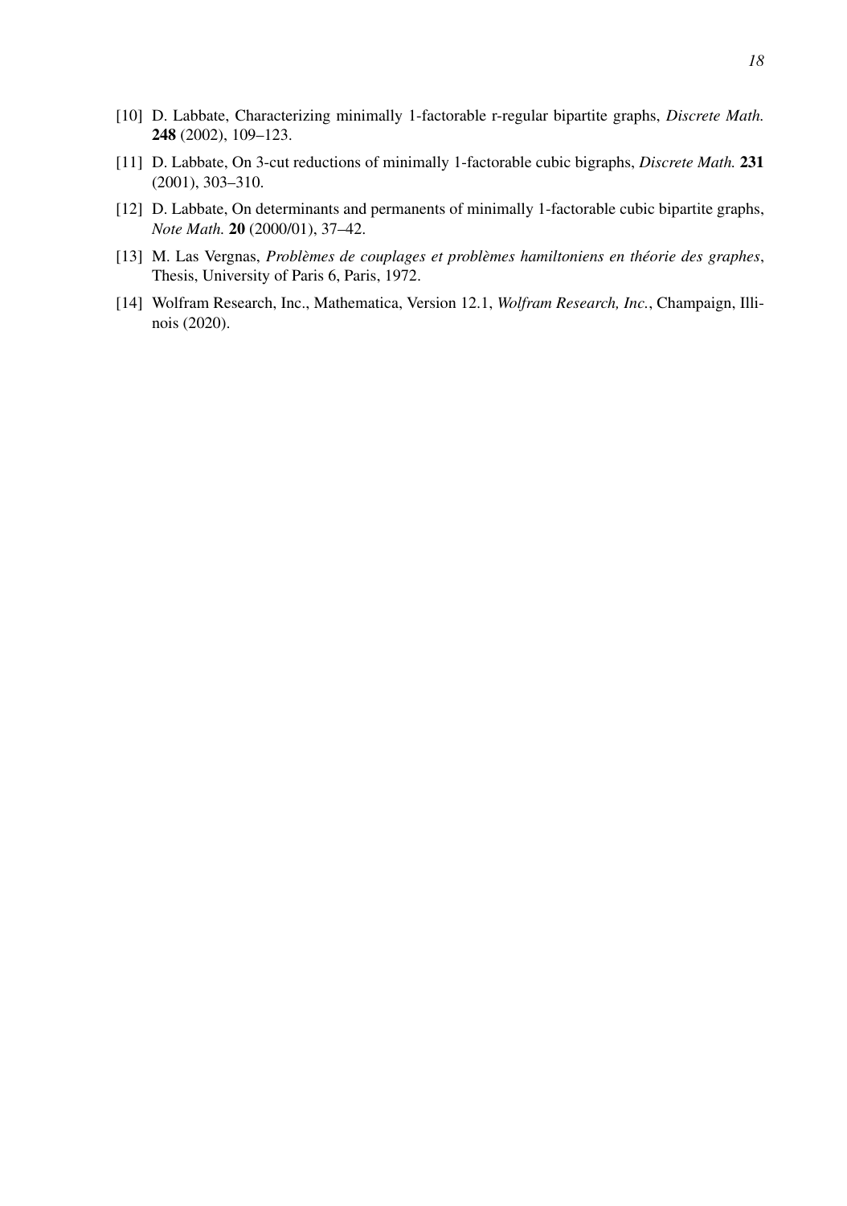[10] D. Labbate, Characterizing minimally 1-factorable r-regular bipartite graphs, *Discrete Math.* **248** (2002), 109–123.

[11] D. Labbate, On 3-cut reductions of minimally 1-factorable cubic bigraphs, *Discrete Math.* **231** (2001), 303–310.

[12] D. Labbate, On determinants and permanents of minimally 1-factorable cubic bipartite graphs, *Note Math.* **20** (2000/01), 37–42.

[13] M. Las Vergnas, *Problèmes de couplages et problèmes hamiltoniens en théorie des graphes*, Thesis, University of Paris 6, Paris, 1972.

[14] Wolfram Research, Inc., Mathematica, Version 12.1, *Wolfram Research, Inc.*, Champaign, Illinois (2020).